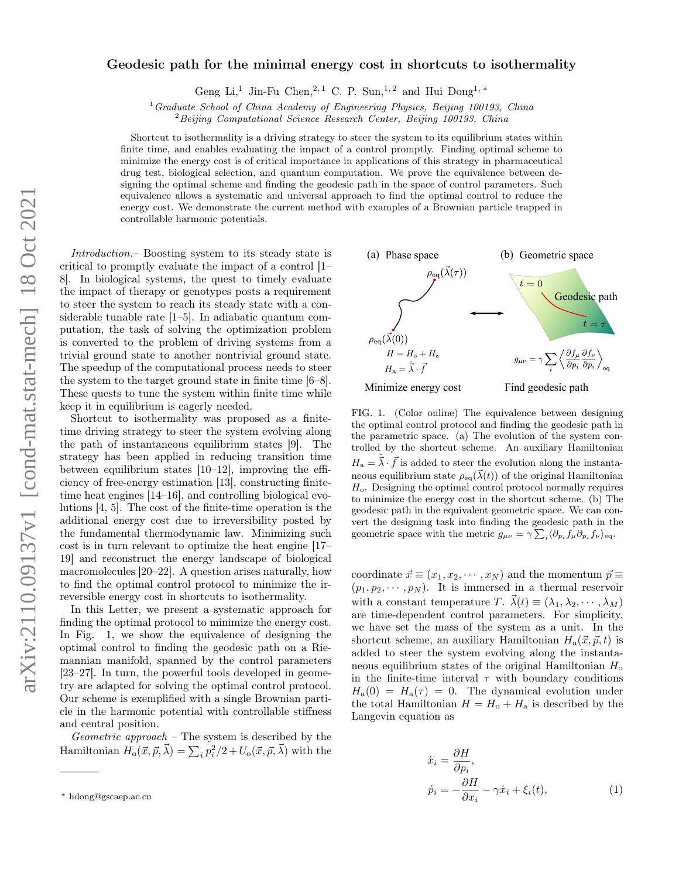# Geodesic path for the minimal energy cost in shortcuts to isothermality

Geng Li,[1] Jin-Fu Chen,[2,1] C. P. Sun,[1,2] and Hui Dong[1,*]

[1] *Graduate School of China Academy of Engineering Physics, Beijing 100193, China*
[2] *Beijing Computational Science Research Center, Beijing 100193, China*

Shortcut to isothermality is a driving strategy to steer the system to its equilibrium states within finite time, and enables evaluating the impact of a control promptly. Finding optimal scheme to minimize the energy cost is of critical importance in applications of this strategy in pharmaceutical drug test, biological selection, and quantum computation. We prove the equivalence between designing the optimal scheme and finding the geodesic path in the space of control parameters. Such equivalence allows a systematic and universal approach to find the optimal control to reduce the energy cost. We demonstrate the current method with examples of a Brownian particle trapped in controllable harmonic potentials.

*Introduction.*– Boosting system to its steady state is critical to promptly evaluate the impact of a control [1–8]. In biological systems, the quest to timely evaluate the impact of therapy or genotypes posts a requirement to steer the system to reach its steady state with a considerable tunable rate [1–5]. In adiabatic quantum computation, the task of solving the optimization problem is converted to the problem of driving systems from a trivial ground state to another nontrivial ground state. The speedup of the computational process needs to steer the system to the target ground state in finite time [6–8]. These quests to tune the system within finite time while keep it in equilibrium is eagerly needed.

Shortcut to isothermality was proposed as a finite-time driving strategy to steer the system evolving along the path of instantaneous equilibrium states [9]. The strategy has been applied in reducing transition time between equilibrium states [10–12], improving the efficiency of free-energy estimation [13], constructing finite-time heat engines [14–16], and controlling biological evolutions [4, 5]. The cost of the finite-time operation is the additional energy cost due to irreversibility posted by the fundamental thermodynamic law. Minimizing such cost is in turn relevant to optimize the heat engine [17–19] and reconstruct the energy landscape of biological macromolecules [20–22]. A question arises naturally, how to find the optimal control protocol to minimize the irreversible energy cost in shortcuts to isothermality.

In this Letter, we present a systematic approach for finding the optimal protocol to minimize the energy cost. In Fig. 1, we show the equivalence of designing the optimal control to finding the geodesic path on a Riemannian manifold, spanned by the control parameters [23–27]. In turn, the powerful tools developed in geometry are adapted for solving the optimal control protocol. Our scheme is exemplified with a single Brownian particle in the harmonic potential with controllable stiffness and central position.

*Geometric approach* – The system is described by the Hamiltonian $H_{\mathrm{o}}(\vec{x},\vec{p},\vec{\lambda})=\sum_i p_i^2/2+U_{\mathrm{o}}(\vec{x},\vec{p},\vec{\lambda})$ with the coordinate $\vec{x}\equiv(x_1,x_2,\cdots,x_N)$ and the momentum $\vec{p}\equiv(p_1,p_2,\cdots,p_N)$. It is immersed in a thermal reservoir with a constant temperature $T$. $\vec{\lambda}(t)\equiv(\lambda_1,\lambda_2,\cdots,\lambda_M)$ are time-dependent control parameters. For simplicity, we have set the mass of the system as a unit. In the shortcut scheme, an auxiliary Hamiltonian $H_{\mathrm{a}}(\vec{x},\vec{p},t)$ is added to steer the system evolving along the instantaneous equilibrium states of the original Hamiltonian $H_{\mathrm{o}}$ in the finite-time interval $\tau$ with boundary conditions $H_{\mathrm{a}}(0)=H_{\mathrm{a}}(\tau)=0$. The dynamical evolution under the total Hamiltonian $H=H_{\mathrm{o}}+H_{\mathrm{a}}$ is described by the Langevin equation as

$$
\begin{aligned}
\dot{x}_i &= \frac{\partial H}{\partial p_i},\\
\dot{p}_i &= -\frac{\partial H}{\partial x_i}-\gamma\dot{x}_i+\xi_i(t),
\end{aligned}
\tag{1}
$$

FIG. 1. (Color online) The equivalence between designing the optimal control protocol and finding the geodesic path in the parametric space. (a) The evolution of the system controlled by the shortcut scheme. An auxiliary Hamiltonian $H_{\mathrm{a}}=\dot{\vec{\lambda}}\cdot\vec{f}$ is added to steer the evolution along the instantaneous equilibrium state $\rho_{\mathrm{eq}}(\vec{\lambda}(t))$ of the original Hamiltonian $H_{\mathrm{o}}$. Designing the optimal control protocol normally requires to minimize the energy cost in the shortcut scheme. (b) The geodesic path in the equivalent geometric space. We can convert the designing task into finding the geodesic path in the geometric space with the metric $g_{\mu\nu}=\gamma\sum_i\langle\partial_{p_i}f_\mu\partial_{p_i}f_\nu\rangle_{\mathrm{eq}}$.

[*] hdong@gscaep.ac.cn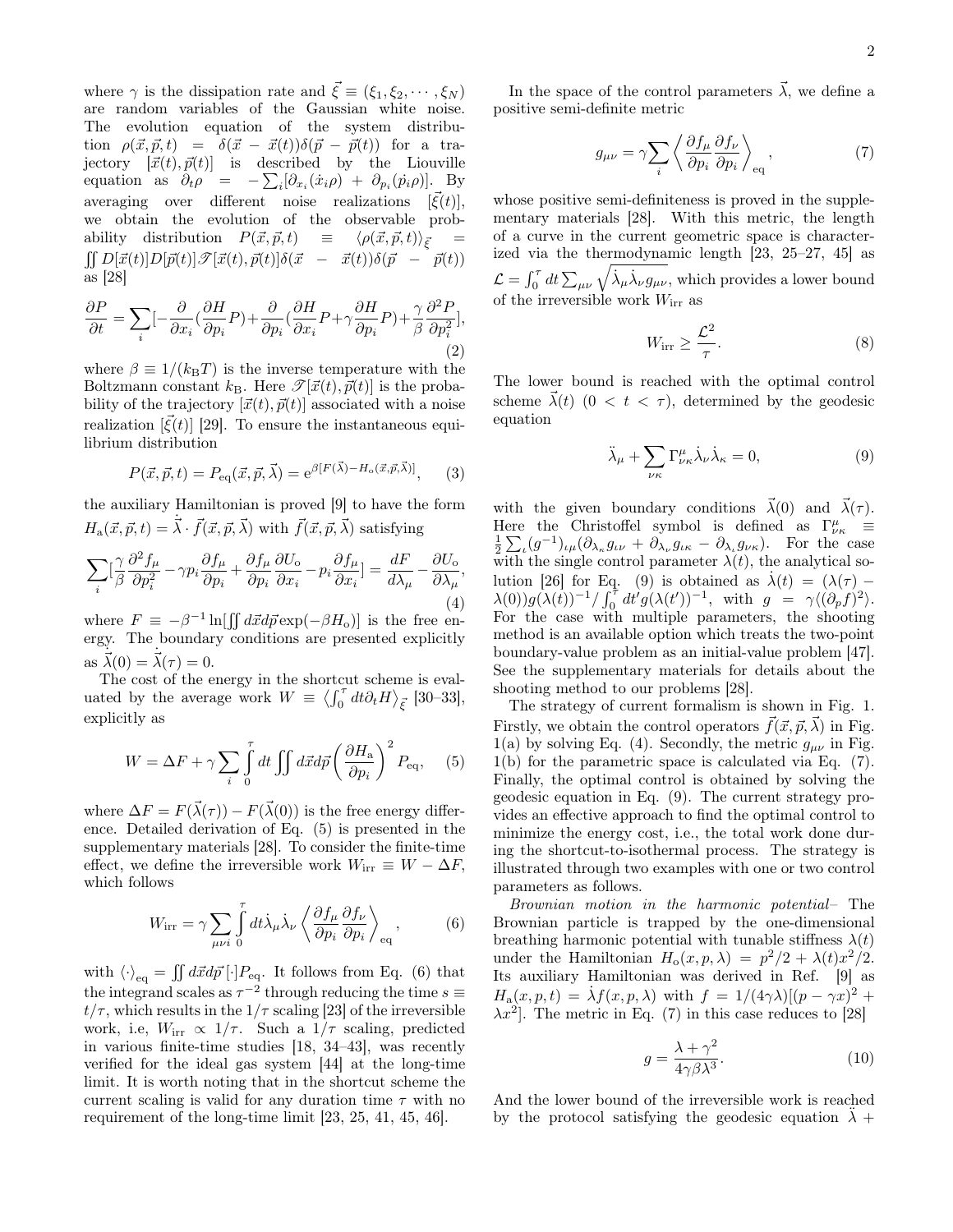where $\gamma$ is the dissipation rate and $\vec{\xi} \equiv (\xi_1, \xi_2, \cdots, \xi_N)$ are random variables of the Gaussian white noise. The evolution equation of the system distribution $\rho(\vec{x}, \vec{p}, t) = \delta(\vec{x} - \vec{x}(t))\delta(\vec{p} - \vec{p}(t))$ for a trajectory $[\vec{x}(t), \vec{p}(t)]$ is described by the Liouville equation as $\partial_t \rho = -\sum_i [\partial_{x_i}(\dot{x}_i \rho) + \partial_{p_i}(\dot{p}_i \rho)]$. By averaging over different noise realizations $[\vec{\xi}(t)]$, we obtain the evolution of the observable probability distribution $P(\vec{x}, \vec{p}, t) \equiv \langle \rho(\vec{x}, \vec{p}, t) \rangle_{\vec{\xi}} = \iint D[\vec{x}(t)] D[\vec{p}(t)] \mathscr{T}[\vec{x}(t), \vec{p}(t)] \delta(\vec{x} - \vec{x}(t)) \delta(\vec{p} - \vec{p}(t))$ as [28]

$$\frac{\partial P}{\partial t} = \sum_i [-\frac{\partial}{\partial x_i}(\frac{\partial H}{\partial p_i} P) + \frac{\partial}{\partial p_i}(\frac{\partial H}{\partial x_i} P + \gamma \frac{\partial H}{\partial p_i} P) + \frac{\gamma}{\beta} \frac{\partial^2 P}{\partial p_i^2}], \tag{2}$$

where $\beta \equiv 1/(k_{\mathrm{B}} T)$ is the inverse temperature with the Boltzmann constant $k_{\mathrm{B}}$. Here $\mathscr{T}[\vec{x}(t), \vec{p}(t)]$ is the probability of the trajectory $[\vec{x}(t), \vec{p}(t)]$ associated with a noise realization $[\vec{\xi}(t)]$ [29]. To ensure the instantaneous equilibrium distribution

$$P(\vec{x}, \vec{p}, t) = P_{\mathrm{eq}}(\vec{x}, \vec{p}, \vec{\lambda}) = \mathrm{e}^{\beta[F(\vec{\lambda}) - H_{\mathrm{o}}(\vec{x}, \vec{p}, \vec{\lambda})]}, \tag{3}$$

the auxiliary Hamiltonian is proved [9] to have the form $H_{\mathrm{a}}(\vec{x}, \vec{p}, t) = \dot{\vec{\lambda}} \cdot \vec{f}(\vec{x}, \vec{p}, \vec{\lambda})$ with $\vec{f}(\vec{x}, \vec{p}, \vec{\lambda})$ satisfying

$$\sum_i [\frac{\gamma}{\beta} \frac{\partial^2 f_\mu}{\partial p_i^2} - \gamma p_i \frac{\partial f_\mu}{\partial p_i} + \frac{\partial f_\mu}{\partial p_i} \frac{\partial U_{\mathrm{o}}}{\partial x_i} - p_i \frac{\partial f_\mu}{\partial x_i}] = \frac{dF}{d\lambda_\mu} - \frac{\partial U_{\mathrm{o}}}{\partial \lambda_\mu}, \tag{4}$$

where $F \equiv -\beta^{-1} \ln[\iint d\vec{x} d\vec{p} \exp(-\beta H_{\mathrm{o}})]$ is the free energy. The boundary conditions are presented explicitly as $\dot{\vec{\lambda}}(0) = \dot{\vec{\lambda}}(\tau) = 0$.

The cost of the energy in the shortcut scheme is evaluated by the average work $W \equiv \left\langle \int_0^\tau dt \partial_t H \right\rangle_{\vec{\xi}}$ [30–33], explicitly as

$$W = \Delta F + \gamma \sum_i \int_0^\tau dt \iint d\vec{x} d\vec{p} \left( \frac{\partial H_{\mathrm{a}}}{\partial p_i} \right)^2 P_{\mathrm{eq}}, \tag{5}$$

where $\Delta F = F(\vec{\lambda}(\tau)) - F(\vec{\lambda}(0))$ is the free energy difference. Detailed derivation of Eq. (5) is presented in the supplementary materials [28]. To consider the finite-time effect, we define the irreversible work $W_{\mathrm{irr}} \equiv W - \Delta F$, which follows

$$W_{\mathrm{irr}} = \gamma \sum_{\mu\nu i} \int_0^\tau dt \dot{\lambda}_\mu \dot{\lambda}_\nu \left\langle \frac{\partial f_\mu}{\partial p_i} \frac{\partial f_\nu}{\partial p_i} \right\rangle_{\mathrm{eq}}, \tag{6}$$

with $\langle \cdot \rangle_{\mathrm{eq}} = \iint d\vec{x} d\vec{p} [\cdot] P_{\mathrm{eq}}$. It follows from Eq. (6) that the integrand scales as $\tau^{-2}$ through reducing the time $s \equiv t/\tau$, which results in the $1/\tau$ scaling [23] of the irreversible work, i.e, $W_{\mathrm{irr}} \propto 1/\tau$. Such a $1/\tau$ scaling, predicted in various finite-time studies [18, 34–43], was recently verified for the ideal gas system [44] at the long-time limit. It is worth noting that in the shortcut scheme the current scaling is valid for any duration time $\tau$ with no requirement of the long-time limit [23, 25, 41, 45, 46].

In the space of the control parameters $\vec{\lambda}$, we define a positive semi-definite metric

$$g_{\mu\nu} = \gamma \sum_i \left\langle \frac{\partial f_\mu}{\partial p_i} \frac{\partial f_\nu}{\partial p_i} \right\rangle_{\mathrm{eq}}, \tag{7}$$

whose positive semi-definiteness is proved in the supplementary materials [28]. With this metric, the length of a curve in the current geometric space is characterized via the thermodynamic length [23, 25–27, 45] as $\mathcal{L} = \int_0^\tau dt \sum_{\mu\nu} \sqrt{\dot{\lambda}_\mu \dot{\lambda}_\nu g_{\mu\nu}}$, which provides a lower bound of the irreversible work $W_{\mathrm{irr}}$ as

$$W_{\mathrm{irr}} \geq \frac{\mathcal{L}^2}{\tau}. \tag{8}$$

The lower bound is reached with the optimal control scheme $\vec{\lambda}(t)$ $(0 < t < \tau)$, determined by the geodesic equation

$$\ddot{\lambda}_\mu + \sum_{\nu\kappa} \Gamma^\mu_{\nu\kappa} \dot{\lambda}_\nu \dot{\lambda}_\kappa = 0, \tag{9}$$

with the given boundary conditions $\vec{\lambda}(0)$ and $\vec{\lambda}(\tau)$. Here the Christoffel symbol is defined as $\Gamma^\mu_{\nu\kappa} \equiv \frac{1}{2} \sum_\iota (g^{-1})_{\iota\mu} (\partial_{\lambda_\kappa} g_{\iota\nu} + \partial_{\lambda_\nu} g_{\iota\kappa} - \partial_{\lambda_\iota} g_{\nu\kappa})$. For the case with the single control parameter $\lambda(t)$, the analytical solution [26] for Eq. (9) is obtained as $\dot{\lambda}(t) = (\lambda(\tau) - \lambda(0)) g(\lambda(t))^{-1} / \int_0^\tau dt' g(\lambda(t'))^{-1}$, with $g = \gamma \langle (\partial_p f)^2 \rangle$. For the case with multiple parameters, the shooting method is an available option which treats the two-point boundary-value problem as an initial-value problem [47]. See the supplementary materials for details about the shooting method to our problems [28].

The strategy of current formalism is shown in Fig. 1. Firstly, we obtain the control operators $\vec{f}(\vec{x}, \vec{p}, \vec{\lambda})$ in Fig. 1(a) by solving Eq. (4). Secondly, the metric $g_{\mu\nu}$ in Fig. 1(b) for the parametric space is calculated via Eq. (7). Finally, the optimal control is obtained by solving the geodesic equation in Eq. (9). The current strategy provides an effective approach to find the optimal control to minimize the energy cost, i.e., the total work done during the shortcut-to-isothermal process. The strategy is illustrated through two examples with one or two control parameters as follows.

*Brownian motion in the harmonic potential*– The Brownian particle is trapped by the one-dimensional breathing harmonic potential with tunable stiffness $\lambda(t)$ under the Hamiltonian $H_{\mathrm{o}}(x, p, \lambda) = p^2/2 + \lambda(t) x^2/2$. Its auxiliary Hamiltonian was derived in Ref. [9] as $H_{\mathrm{a}}(x, p, t) = \dot{\lambda} f(x, p, \lambda)$ with $f = 1/(4\gamma\lambda)[(p - \gamma x)^2 + \lambda x^2]$. The metric in Eq. (7) in this case reduces to [28]

$$g = \frac{\lambda + \gamma^2}{4\gamma\beta\lambda^3}. \tag{10}$$

And the lower bound of the irreversible work is reached by the protocol satisfying the geodesic equation $\ddot{\lambda} +$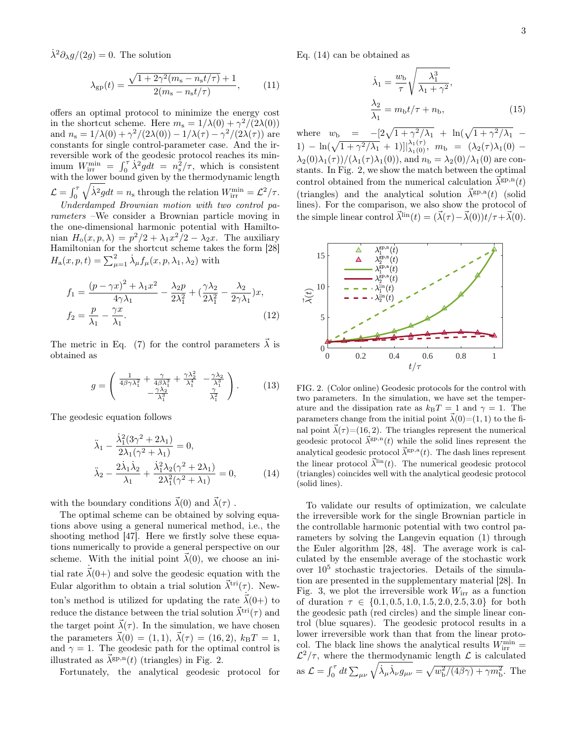$\dot{\lambda}^2\partial_\lambda g/(2g) = 0$. The solution

$$\lambda_{\mathrm{gp}}(t) = \frac{\sqrt{1+2\gamma^2(m_{\mathrm{s}}-n_{\mathrm{s}}t/\tau)}+1}{2(m_{\mathrm{s}}-n_{\mathrm{s}}t/\tau)}, \tag{11}$$

offers an optimal protocol to minimize the energy cost in the shortcut scheme. Here $m_{\mathrm{s}} = 1/\lambda(0) + \gamma^2/(2\lambda(0))$ and $n_{\mathrm{s}} = 1/\lambda(0) + \gamma^2/(2\lambda(0)) - 1/\lambda(\tau) - \gamma^2/(2\lambda(\tau))$ are constants for single control-parameter case. And the irreversible work of the geodesic protocol reaches its minimum $W_{\mathrm{irr}}^{\mathrm{min}} = \int_0^\tau \dot{\lambda}^2 g dt = n_{\mathrm{s}}^2/\tau$, which is consistent with the lower bound given by the thermodynamic length $\mathcal{L} = \int_0^\tau \sqrt{\dot{\lambda}^2 g}dt = n_{\mathrm{s}}$ through the relation $W_{\mathrm{irr}}^{\mathrm{min}} = \mathcal{L}^2/\tau$.

*Underdamped Brownian motion with two control parameters* –We consider a Brownian particle moving in the one-dimensional harmonic potential with Hamiltonian $H_{\mathrm{o}}(x,p,\lambda) = p^2/2 + \lambda_1 x^2/2 - \lambda_2 x$. The auxiliary Hamiltonian for the shortcut scheme takes the form [28] $H_{\mathrm{a}}(x,p,t) = \sum_{\mu=1}^{2}\dot{\lambda}_\mu f_\mu(x,p,\lambda_1,\lambda_2)$ with

$$\begin{aligned} f_1 &= \frac{(p-\gamma x)^2 + \lambda_1 x^2}{4\gamma\lambda_1} - \frac{\lambda_2 p}{2\lambda_1^2} + \left(\frac{\gamma\lambda_2}{2\lambda_1^2} - \frac{\lambda_2}{2\gamma\lambda_1}\right)x, \\ f_2 &= \frac{p}{\lambda_1} - \frac{\gamma x}{\lambda_1}. \end{aligned} \tag{12}$$

The metric in Eq. (7) for the control parameters $\vec{\lambda}$ is obtained as

$$g = \begin{pmatrix} \frac{1}{4\beta\gamma\lambda_1^2} + \frac{\gamma}{4\beta\lambda_1^3} + \frac{\gamma\lambda_2^2}{\lambda_1^4} & -\frac{\gamma\lambda_2}{\lambda_1^3} \\ -\frac{\gamma\lambda_2}{\lambda_1^3} & \frac{\gamma}{\lambda_1^2} \end{pmatrix}. \tag{13}$$

The geodesic equation follows

$$\begin{aligned} &\ddot{\lambda}_1 - \frac{\dot{\lambda}_1^2(3\gamma^2+2\lambda_1)}{2\lambda_1(\gamma^2+\lambda_1)} = 0, \\ &\ddot{\lambda}_2 - \frac{2\dot{\lambda}_1\dot{\lambda}_2}{\lambda_1} + \frac{\dot{\lambda}_1^2\lambda_2(\gamma^2+2\lambda_1)}{2\lambda_1^2(\gamma^2+\lambda_1)} = 0, \end{aligned} \tag{14}$$

with the boundary conditions $\vec{\lambda}(0)$ and $\vec{\lambda}(\tau)$ .

The optimal scheme can be obtained by solving equations above using a general numerical method, i.e., the shooting method [47]. Here we firstly solve these equations numerically to provide a general perspective on our scheme. With the initial point $\vec{\lambda}(0)$, we choose an initial rate $\dot{\vec{\lambda}}(0+)$ and solve the geodesic equation with the Eular algorithm to obtain a trial solution $\vec{\lambda}^{\mathrm{tri}}(\tau)$. Newton's method is utilized for updating the rate $\dot{\vec{\lambda}}(0+)$ to reduce the distance between the trial solution $\vec{\lambda}^{\mathrm{tri}}(\tau)$ and the target point $\vec{\lambda}(\tau)$. In the simulation, we have chosen the parameters $\vec{\lambda}(0) = (1,1)$, $\vec{\lambda}(\tau) = (16,2)$, $k_{\mathrm{B}}T = 1$, and $\gamma = 1$. The geodesic path for the optimal control is illustrated as $\vec{\lambda}^{\mathrm{gp,n}}(t)$ (triangles) in Fig. 2.

Fortunately, the analytical geodesic protocol for Eq. (14) can be obtained as

$$\begin{aligned} \dot{\lambda}_1 &= \frac{w_{\mathrm{b}}}{\tau}\sqrt{\frac{\lambda_1^3}{\lambda_1+\gamma^2}}, \\ \frac{\lambda_2}{\lambda_1} &= m_{\mathrm{b}}t/\tau + n_{\mathrm{b}}, \end{aligned} \tag{15}$$

where $w_{\mathrm{b}} = -[2\sqrt{1+\gamma^2/\lambda_1} + \ln(\sqrt{1+\gamma^2/\lambda_1} - 1) - \ln(\sqrt{1+\gamma^2/\lambda_1} + 1)]|_{\lambda_1(0)}^{\lambda_1(\tau)}$, $m_{\mathrm{b}} = (\lambda_2(\tau)\lambda_1(0) - \lambda_2(0)\lambda_1(\tau))/(\lambda_1(\tau)\lambda_1(0))$, and $n_{\mathrm{b}} = \lambda_2(0)/\lambda_1(0)$ are constants. In Fig. 2, we show the match between the optimal control obtained from the numerical calculation $\vec{\lambda}^{\mathrm{gp,n}}(t)$ (triangles) and the analytical solution $\vec{\lambda}^{\mathrm{gp,a}}(t)$ (solid lines). For the comparison, we also show the protocol of the simple linear control $\vec{\lambda}^{\mathrm{lin}}(t) = (\vec{\lambda}(\tau) - \vec{\lambda}(0))t/\tau + \vec{\lambda}(0)$.

FIG. 2. (Color online) Geodesic protocols for the control with two parameters. In the simulation, we have set the temperature and the dissipation rate as $k_{\mathrm{B}}T = 1$ and $\gamma = 1$. The parameters change from the initial point $\vec{\lambda}(0)$=(1, 1) to the final point $\vec{\lambda}(\tau)$=(16, 2). The triangles represent the numerical geodesic protocol $\vec{\lambda}^{\mathrm{gp,n}}(t)$ while the solid lines represent the analytical geodesic protocol $\vec{\lambda}^{\mathrm{gp,a}}(t)$. The dash lines represent the linear protocol $\vec{\lambda}^{\mathrm{lin}}(t)$. The numerical geodesic protocol (triangles) coincides well with the analytical geodesic protocol (solid lines).

To validate our results of optimization, we calculate the irreversible work for the single Brownian particle in the controllable harmonic potential with two control parameters by solving the Langevin equation (1) through the Euler algorithm [28, 48]. The average work is calculated by the ensemble average of the stochastic work over $10^5$ stochastic trajectories. Details of the simulation are presented in the supplementary material [28]. In Fig. 3, we plot the irreversible work $W_{\mathrm{irr}}$ as a function of duration $\tau \in \{0.1, 0.5, 1.0, 1.5, 2.0, 2.5, 3.0\}$ for both the geodesic path (red circles) and the simple linear control (blue squares). The geodesic protocol results in a lower irreversible work than that from the linear protocol. The black line shows the analytical results $W_{\mathrm{irr}}^{\mathrm{min}} = \mathcal{L}^2/\tau$, where the thermodynamic length $\mathcal{L}$ is calculated as $\mathcal{L} = \int_0^\tau dt \sum_{\mu\nu}\sqrt{\dot{\lambda}_\mu\dot{\lambda}_\nu g_{\mu\nu}} = \sqrt{w_{\mathrm{b}}^2/(4\beta\gamma) + \gamma m_{\mathrm{b}}^2}$. The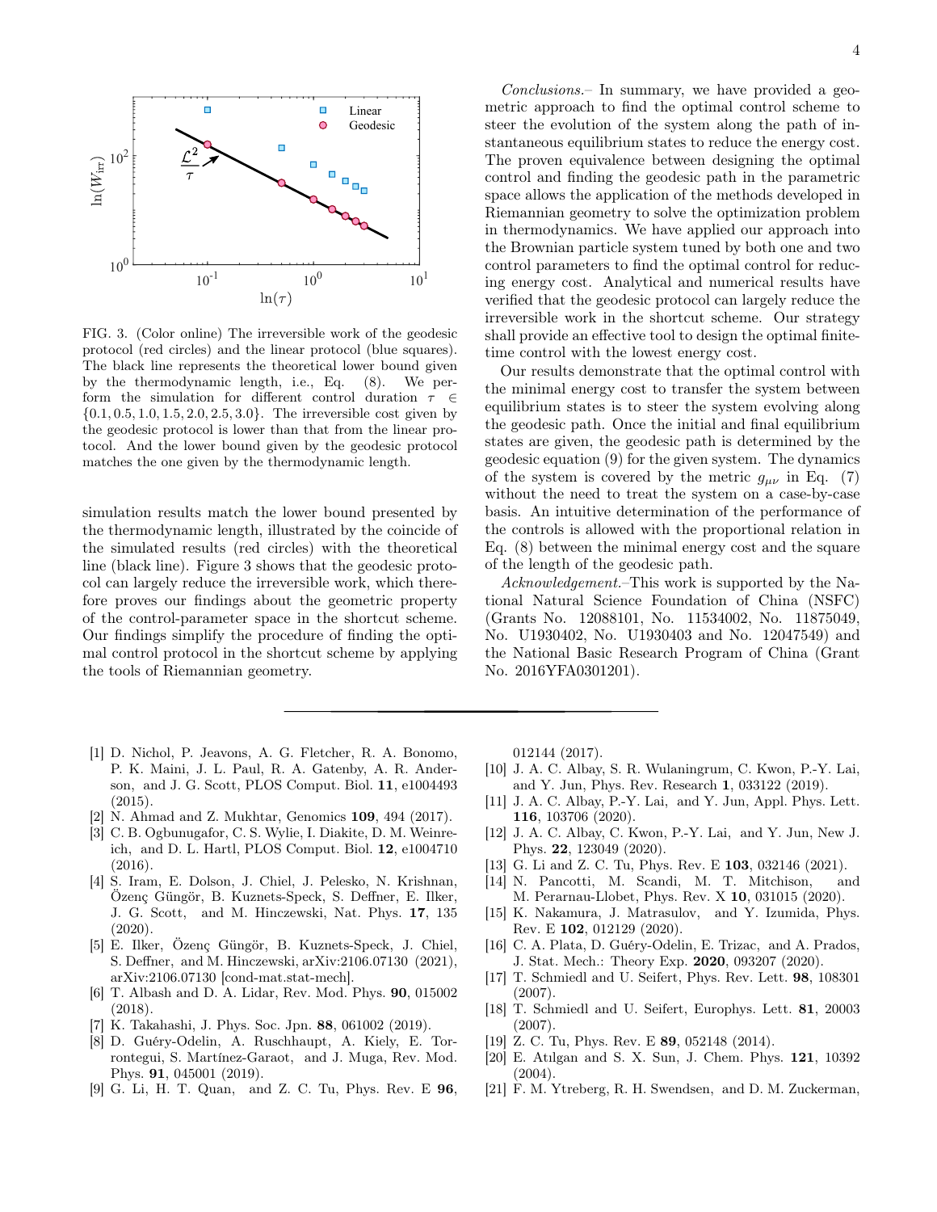FIG. 3. (Color online) The irreversible work of the geodesic protocol (red circles) and the linear protocol (blue squares). The black line represents the theoretical lower bound given by the thermodynamic length, i.e., Eq. (8). We perform the simulation for different control duration $\tau \in \{0.1, 0.5, 1.0, 1.5, 2.0, 2.5, 3.0\}$. The irreversible cost given by the geodesic protocol is lower than that from the linear protocol. And the lower bound given by the geodesic protocol matches the one given by the thermodynamic length.

simulation results match the lower bound presented by the thermodynamic length, illustrated by the coincide of the simulated results (red circles) with the theoretical line (black line). Figure 3 shows that the geodesic protocol can largely reduce the irreversible work, which therefore proves our findings about the geometric property of the control-parameter space in the shortcut scheme. Our findings simplify the procedure of finding the optimal control protocol in the shortcut scheme by applying the tools of Riemannian geometry.

*Conclusions.–* In summary, we have provided a geometric approach to find the optimal control scheme to steer the evolution of the system along the path of instantaneous equilibrium states to reduce the energy cost. The proven equivalence between designing the optimal control and finding the geodesic path in the parametric space allows the application of the methods developed in Riemannian geometry to solve the optimization problem in thermodynamics. We have applied our approach into the Brownian particle system tuned by both one and two control parameters to find the optimal control for reducing energy cost. Analytical and numerical results have verified that the geodesic protocol can largely reduce the irreversible work in the shortcut scheme. Our strategy shall provide an effective tool to design the optimal finite-time control with the lowest energy cost.

Our results demonstrate that the optimal control with the minimal energy cost to transfer the system between equilibrium states is to steer the system evolving along the geodesic path. Once the initial and final equilibrium states are given, the geodesic path is determined by the geodesic equation (9) for the given system. The dynamics of the system is covered by the metric $g_{\mu\nu}$ in Eq. (7) without the need to treat the system on a case-by-case basis. An intuitive determination of the performance of the controls is allowed with the proportional relation in Eq. (8) between the minimal energy cost and the square of the length of the geodesic path.

*Acknowledgement.–*This work is supported by the National Natural Science Foundation of China (NSFC) (Grants No. 12088101, No. 11534002, No. 11875049, No. U1930402, No. U1930403 and No. 12047549) and the National Basic Research Program of China (Grant No. 2016YFA0301201).

---

[1] D. Nichol, P. Jeavons, A. G. Fletcher, R. A. Bonomo, P. K. Maini, J. L. Paul, R. A. Gatenby, A. R. Anderson, and J. G. Scott, PLOS Comput. Biol. **11**, e1004493 (2015).

[2] N. Ahmad and Z. Mukhtar, Genomics **109**, 494 (2017).

[3] C. B. Ogbunugafor, C. S. Wylie, I. Diakite, D. M. Weinreich, and D. L. Hartl, PLOS Comput. Biol. **12**, e1004710 (2016).

[4] S. Iram, E. Dolson, J. Chiel, J. Pelesko, N. Krishnan, Özenç Güngör, B. Kuznets-Speck, S. Deffner, E. Ilker, J. G. Scott, and M. Hinczewski, Nat. Phys. **17**, 135 (2020).

[5] E. Ilker, Özenç Güngör, B. Kuznets-Speck, J. Chiel, S. Deffner, and M. Hinczewski, arXiv:2106.07130 (2021), arXiv:2106.07130 [cond-mat.stat-mech].

[6] T. Albash and D. A. Lidar, Rev. Mod. Phys. **90**, 015002 (2018).

[7] K. Takahashi, J. Phys. Soc. Jpn. **88**, 061002 (2019).

[8] D. Guéry-Odelin, A. Ruschhaupt, A. Kiely, E. Torrontegui, S. Martínez-Garaot, and J. Muga, Rev. Mod. Phys. **91**, 045001 (2019).

[9] G. Li, H. T. Quan, and Z. C. Tu, Phys. Rev. E **96**, 012144 (2017).

[10] J. A. C. Albay, S. R. Wulaningrum, C. Kwon, P.-Y. Lai, and Y. Jun, Phys. Rev. Research **1**, 033122 (2019).

[11] J. A. C. Albay, P.-Y. Lai, and Y. Jun, Appl. Phys. Lett. **116**, 103706 (2020).

[12] J. A. C. Albay, C. Kwon, P.-Y. Lai, and Y. Jun, New J. Phys. **22**, 123049 (2020).

[13] G. Li and Z. C. Tu, Phys. Rev. E **103**, 032146 (2021).

[14] N. Pancotti, M. Scandi, M. T. Mitchison, and M. Perarnau-Llobet, Phys. Rev. X **10**, 031015 (2020).

[15] K. Nakamura, J. Matrasulov, and Y. Izumida, Phys. Rev. E **102**, 012129 (2020).

[16] C. A. Plata, D. Guéry-Odelin, E. Trizac, and A. Prados, J. Stat. Mech.: Theory Exp. **2020**, 093207 (2020).

[17] T. Schmiedl and U. Seifert, Phys. Rev. Lett. **98**, 108301 (2007).

[18] T. Schmiedl and U. Seifert, Europhys. Lett. **81**, 20003 (2007).

[19] Z. C. Tu, Phys. Rev. E **89**, 052148 (2014).

[20] E. Atılgan and S. X. Sun, J. Chem. Phys. **121**, 10392 (2004).

[21] F. M. Ytreberg, R. H. Swendsen, and D. M. Zuckerman,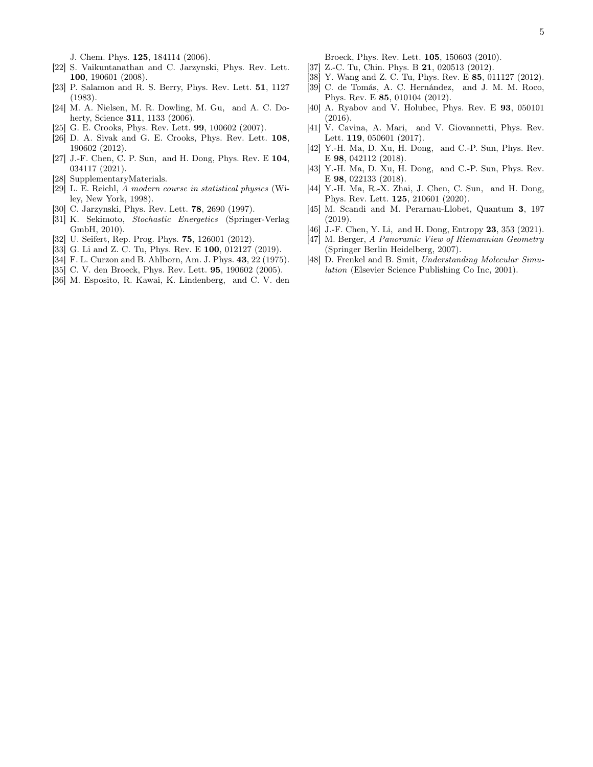J. Chem. Phys. **125**, 184114 (2006).

[22] S. Vaikuntanathan and C. Jarzynski, Phys. Rev. Lett. **100**, 190601 (2008).

[23] P. Salamon and R. S. Berry, Phys. Rev. Lett. **51**, 1127 (1983).

[24] M. A. Nielsen, M. R. Dowling, M. Gu, and A. C. Doherty, Science **311**, 1133 (2006).

[25] G. E. Crooks, Phys. Rev. Lett. **99**, 100602 (2007).

[26] D. A. Sivak and G. E. Crooks, Phys. Rev. Lett. **108**, 190602 (2012).

[27] J.-F. Chen, C. P. Sun, and H. Dong, Phys. Rev. E **104**, 034117 (2021).

[28] SupplementaryMaterials.

[29] L. E. Reichl, *A modern course in statistical physics* (Wiley, New York, 1998).

[30] C. Jarzynski, Phys. Rev. Lett. **78**, 2690 (1997).

[31] K. Sekimoto, *Stochastic Energetics* (Springer-Verlag GmbH, 2010).

[32] U. Seifert, Rep. Prog. Phys. **75**, 126001 (2012).

[33] G. Li and Z. C. Tu, Phys. Rev. E **100**, 012127 (2019).

[34] F. L. Curzon and B. Ahlborn, Am. J. Phys. **43**, 22 (1975).

[35] C. V. den Broeck, Phys. Rev. Lett. **95**, 190602 (2005).

[36] M. Esposito, R. Kawai, K. Lindenberg, and C. V. den Broeck, Phys. Rev. Lett. **105**, 150603 (2010).

[37] Z.-C. Tu, Chin. Phys. B **21**, 020513 (2012).

[38] Y. Wang and Z. C. Tu, Phys. Rev. E **85**, 011127 (2012).

[39] C. de Tomás, A. C. Hernández, and J. M. M. Roco, Phys. Rev. E **85**, 010104 (2012).

[40] A. Ryabov and V. Holubec, Phys. Rev. E **93**, 050101 (2016).

[41] V. Cavina, A. Mari, and V. Giovannetti, Phys. Rev. Lett. **119**, 050601 (2017).

[42] Y.-H. Ma, D. Xu, H. Dong, and C.-P. Sun, Phys. Rev. E **98**, 042112 (2018).

[43] Y.-H. Ma, D. Xu, H. Dong, and C.-P. Sun, Phys. Rev. E **98**, 022133 (2018).

[44] Y.-H. Ma, R.-X. Zhai, J. Chen, C. Sun, and H. Dong, Phys. Rev. Lett. **125**, 210601 (2020).

[45] M. Scandi and M. Perarnau-Llobet, Quantum **3**, 197 (2019).

[46] J.-F. Chen, Y. Li, and H. Dong, Entropy **23**, 353 (2021).

[47] M. Berger, *A Panoramic View of Riemannian Geometry* (Springer Berlin Heidelberg, 2007).

[48] D. Frenkel and B. Smit, *Understanding Molecular Simulation* (Elsevier Science Publishing Co Inc, 2001).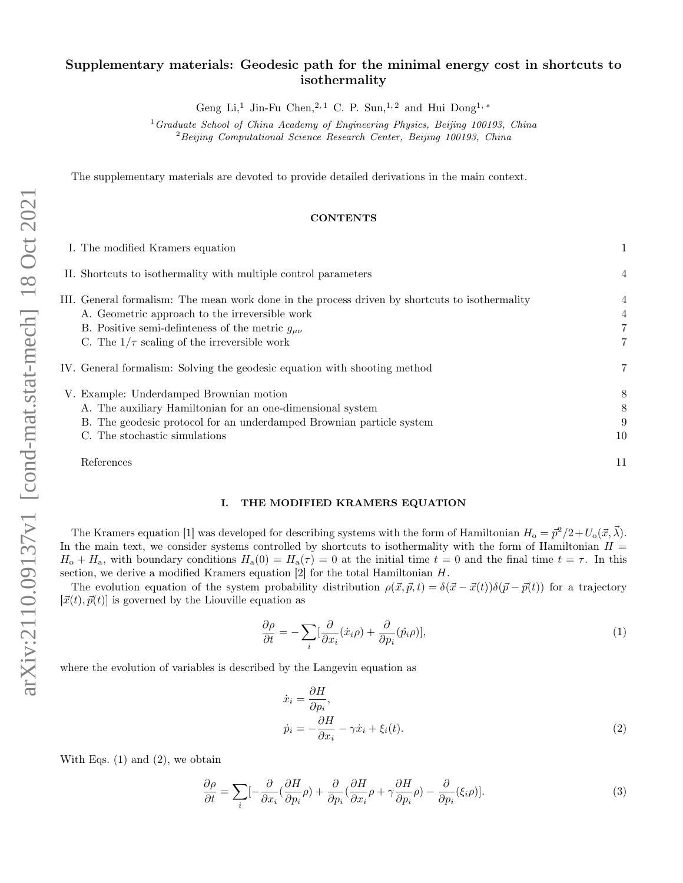# Supplementary materials: Geodesic path for the minimal energy cost in shortcuts to isothermality

Geng Li,[1] Jin-Fu Chen,[2,1] C. P. Sun,[1,2] and Hui Dong[1,*]

[1] *Graduate School of China Academy of Engineering Physics, Beijing 100193, China*
[2] *Beijing Computational Science Research Center, Beijing 100193, China*

The supplementary materials are devoted to provide detailed derivations in the main context.

## CONTENTS

| | |
|---|---|
| I. The modified Kramers equation | 1 |
| II. Shortcuts to isothermality with multiple control parameters | 4 |
| III. General formalism: The mean work done in the process driven by shortcuts to isothermality | 4 |
| A. Geometric approach to the irreversible work | 4 |
| B. Positive semi-definteness of the metric $g_{\mu\nu}$ | 7 |
| C. The $1/\tau$ scaling of the irreversible work | 7 |
| IV. General formalism: Solving the geodesic equation with shooting method | 7 |
| V. Example: Underdamped Brownian motion | 8 |
| A. The auxiliary Hamiltonian for an one-dimensional system | 8 |
| B. The geodesic protocol for an underdamped Brownian particle system | 9 |
| C. The stochastic simulations | 10 |
| References | 11 |

## I. THE MODIFIED KRAMERS EQUATION

The Kramers equation [1] was developed for describing systems with the form of Hamiltonian $H_{\text{o}} = \vec{p}^2/2 + U_{\text{o}}(\vec{x}, \vec{\lambda})$. In the main text, we consider systems controlled by shortcuts to isothermality with the form of Hamiltonian $H = H_{\text{o}} + H_{\text{a}}$, with boundary conditions $H_{\text{a}}(0) = H_{\text{a}}(\tau) = 0$ at the initial time $t = 0$ and the final time $t = \tau$. In this section, we derive a modified Kramers equation [2] for the total Hamiltonian $H$.

The evolution equation of the system probability distribution $\rho(\vec{x}, \vec{p}, t) = \delta(\vec{x} - \vec{x}(t))\delta(\vec{p} - \vec{p}(t))$ for a trajectory $[\vec{x}(t), \vec{p}(t)]$ is governed by the Liouville equation as

$$\frac{\partial \rho}{\partial t} = -\sum_i \left[\frac{\partial}{\partial x_i}(\dot{x}_i \rho) + \frac{\partial}{\partial p_i}(\dot{p}_i \rho)\right], \tag{1}$$

where the evolution of variables is described by the Langevin equation as

$$\begin{aligned}
\dot{x}_i &= \frac{\partial H}{\partial p_i}, \\
\dot{p}_i &= -\frac{\partial H}{\partial x_i} - \gamma \dot{x}_i + \xi_i(t).
\end{aligned} \tag{2}$$

With Eqs. (1) and (2), we obtain

$$\frac{\partial \rho}{\partial t} = \sum_i \left[-\frac{\partial}{\partial x_i}\left(\frac{\partial H}{\partial p_i}\rho\right) + \frac{\partial}{\partial p_i}\left(\frac{\partial H}{\partial x_i}\rho + \gamma \frac{\partial H}{\partial p_i}\rho\right) - \frac{\partial}{\partial p_i}(\xi_i \rho)\right]. \tag{3}$$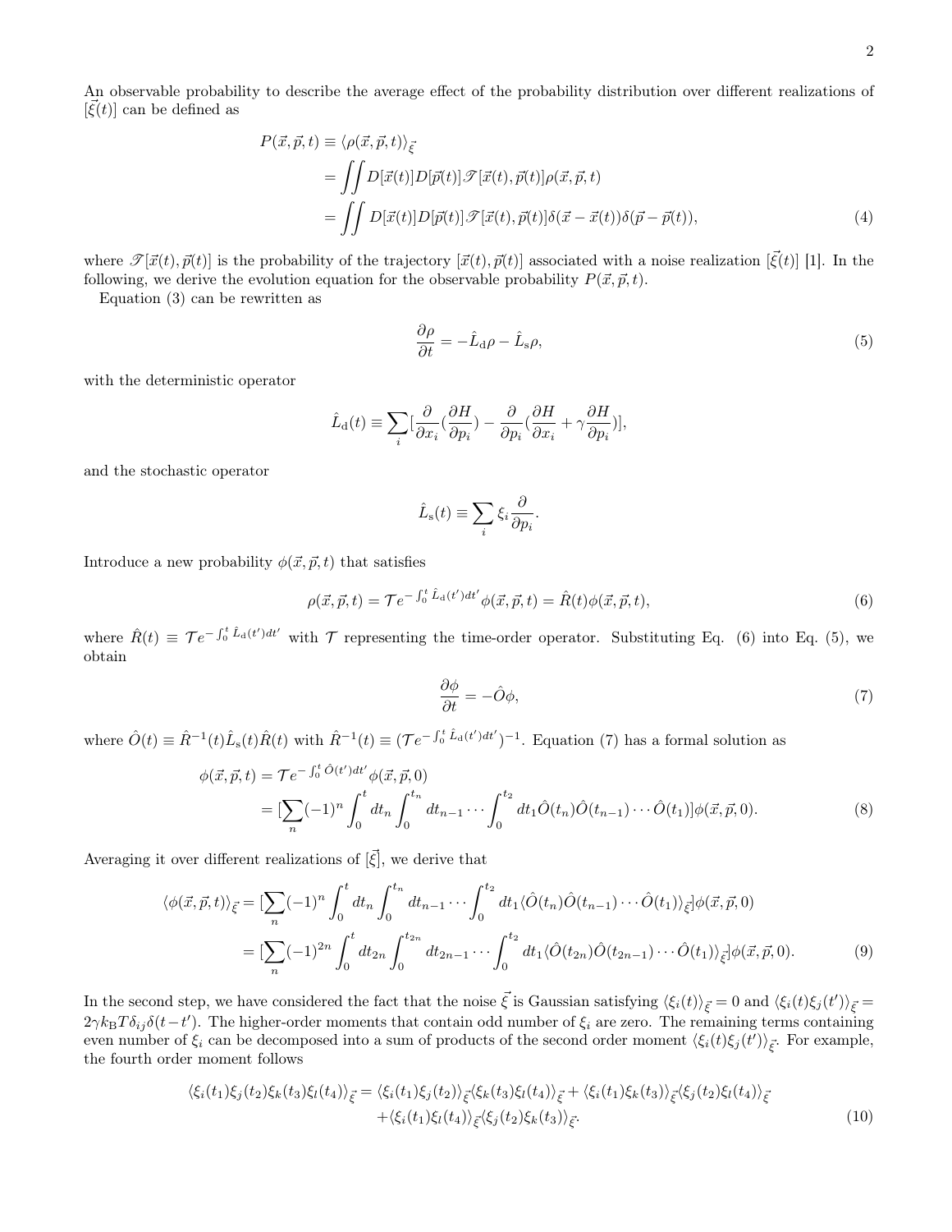An observable probability to describe the average effect of the probability distribution over different realizations of $[\vec{\xi}(t)]$ can be defined as

$$
\begin{aligned}
P(\vec{x},\vec{p},t) &\equiv \langle \rho(\vec{x},\vec{p},t)\rangle_{\vec{\xi}} \\
&= \iint D[\vec{x}(t)]D[\vec{p}(t)]\mathscr{T}[\vec{x}(t),\vec{p}(t)]\rho(\vec{x},\vec{p},t) \\
&= \iint D[\vec{x}(t)]D[\vec{p}(t)]\mathscr{T}[\vec{x}(t),\vec{p}(t)]\delta(\vec{x}-\vec{x}(t))\delta(\vec{p}-\vec{p}(t)),
\end{aligned}
\tag{4}
$$

where $\mathscr{T}[\vec{x}(t),\vec{p}(t)]$ is the probability of the trajectory $[\vec{x}(t),\vec{p}(t)]$ associated with a noise realization $[\vec{\xi}(t)]$ [1]. In the following, we derive the evolution equation for the observable probability $P(\vec{x},\vec{p},t)$.

Equation (3) can be rewritten as

$$
\frac{\partial \rho}{\partial t} = -\hat{L}_{\rm d}\rho - \hat{L}_{\rm s}\rho, \tag{5}
$$

with the deterministic operator

$$
\hat{L}_{\rm d}(t) \equiv \sum_i \Big[\frac{\partial}{\partial x_i}\Big(\frac{\partial H}{\partial p_i}\Big) - \frac{\partial}{\partial p_i}\Big(\frac{\partial H}{\partial x_i} + \gamma\frac{\partial H}{\partial p_i}\Big)\Big],
$$

and the stochastic operator

$$
\hat{L}_{\rm s}(t) \equiv \sum_i \xi_i \frac{\partial}{\partial p_i}.
$$

Introduce a new probability $\phi(\vec{x},\vec{p},t)$ that satisfies

$$
\rho(\vec{x},\vec{p},t) = \mathcal{T}e^{-\int_0^t \hat{L}_{\rm d}(t')dt'}\phi(\vec{x},\vec{p},t) = \hat{R}(t)\phi(\vec{x},\vec{p},t), \tag{6}
$$

where $\hat{R}(t) \equiv \mathcal{T}e^{-\int_0^t \hat{L}_{\rm d}(t')dt'}$ with $\mathcal{T}$ representing the time-order operator. Substituting Eq. (6) into Eq. (5), we obtain

$$
\frac{\partial \phi}{\partial t} = -\hat{O}\phi, \tag{7}
$$

where $\hat{O}(t) \equiv \hat{R}^{-1}(t)\hat{L}_{\rm s}(t)\hat{R}(t)$ with $\hat{R}^{-1}(t) \equiv (\mathcal{T}e^{-\int_0^t \hat{L}_{\rm d}(t')dt'})^{-1}$. Equation (7) has a formal solution as

$$
\begin{aligned}
\phi(\vec{x},\vec{p},t) &= \mathcal{T}e^{-\int_0^t \hat{O}(t')dt'}\phi(\vec{x},\vec{p},0) \\
&= \Big[\sum_n (-1)^n \int_0^t dt_n \int_0^{t_n} dt_{n-1}\cdots\int_0^{t_2} dt_1 \hat{O}(t_n)\hat{O}(t_{n-1})\cdots\hat{O}(t_1)\Big]\phi(\vec{x},\vec{p},0).
\end{aligned}
\tag{8}
$$

Averaging it over different realizations of $[\vec{\xi}]$, we derive that

$$
\begin{aligned}
\langle\phi(\vec{x},\vec{p},t)\rangle_{\vec{\xi}} &= \Big[\sum_n (-1)^n \int_0^t dt_n \int_0^{t_n} dt_{n-1}\cdots\int_0^{t_2} dt_1 \langle\hat{O}(t_n)\hat{O}(t_{n-1})\cdots\hat{O}(t_1)\rangle_{\vec{\xi}}\Big]\phi(\vec{x},\vec{p},0) \\
&= \Big[\sum_n (-1)^{2n} \int_0^t dt_{2n} \int_0^{t_{2n}} dt_{2n-1}\cdots\int_0^{t_2} dt_1 \langle\hat{O}(t_{2n})\hat{O}(t_{2n-1})\cdots\hat{O}(t_1)\rangle_{\vec{\xi}}\Big]\phi(\vec{x},\vec{p},0).
\end{aligned}
\tag{9}
$$

In the second step, we have considered the fact that the noise $\vec{\xi}$ is Gaussian satisfying $\langle\xi_i(t)\rangle_{\vec{\xi}} = 0$ and $\langle\xi_i(t)\xi_j(t')\rangle_{\vec{\xi}} = 2\gamma k_{\rm B}T\delta_{ij}\delta(t-t')$. The higher-order moments that contain odd number of $\xi_i$ are zero. The remaining terms containing even number of $\xi_i$ can be decomposed into a sum of products of the second order moment $\langle\xi_i(t)\xi_j(t')\rangle_{\vec{\xi}}$. For example, the fourth order moment follows

$$
\begin{aligned}
\langle\xi_i(t_1)\xi_j(t_2)\xi_k(t_3)\xi_l(t_4)\rangle_{\vec{\xi}} = &\langle\xi_i(t_1)\xi_j(t_2)\rangle_{\vec{\xi}}\langle\xi_k(t_3)\xi_l(t_4)\rangle_{\vec{\xi}} + \langle\xi_i(t_1)\xi_k(t_3)\rangle_{\vec{\xi}}\langle\xi_j(t_2)\xi_l(t_4)\rangle_{\vec{\xi}} \\
&+ \langle\xi_i(t_1)\xi_l(t_4)\rangle_{\vec{\xi}}\langle\xi_j(t_2)\xi_k(t_3)\rangle_{\vec{\xi}}.
\end{aligned}
\tag{10}
$$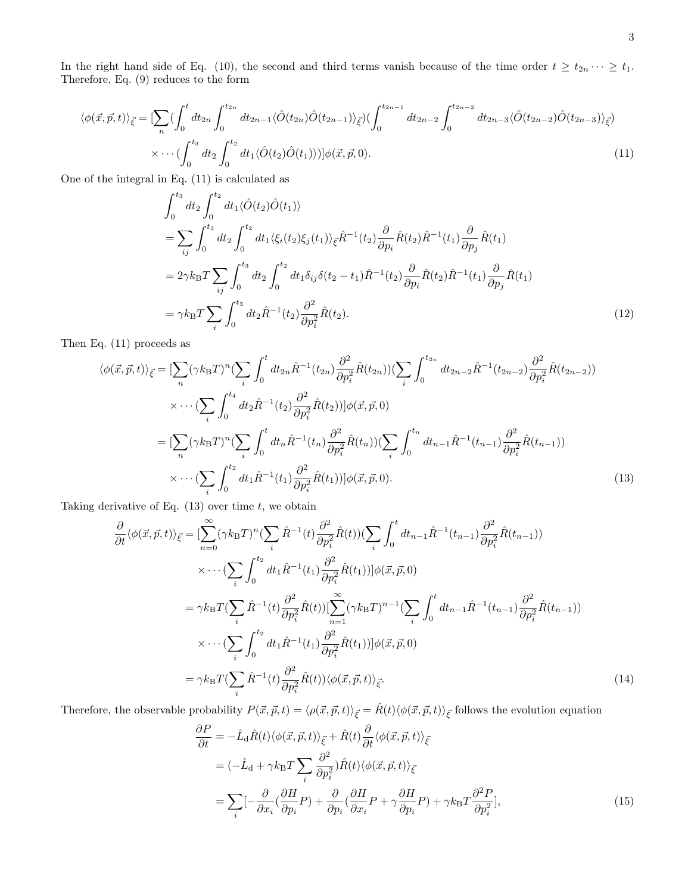In the right hand side of Eq. (10), the second and third terms vanish because of the time order $t \geq t_{2n} \cdots \geq t_1$. Therefore, Eq. (9) reduces to the form

$$
\begin{aligned}
\langle \phi(\vec{x},\vec{p},t)\rangle_{\vec{\xi}} = [\sum_n (\int_0^t dt_{2n} \int_0^{t_{2n}} dt_{2n-1} \langle \hat{O}(t_{2n})\hat{O}(t_{2n-1})\rangle_{\vec{\xi}})(\int_0^{t_{2n-1}} dt_{2n-2} \int_0^{t_{2n-2}} dt_{2n-3} \langle \hat{O}(t_{2n-2})\hat{O}(t_{2n-3})\rangle_{\vec{\xi}}) \\
\times \cdots (\int_0^{t_3} dt_2 \int_0^{t_2} dt_1 \langle \hat{O}(t_2)\hat{O}(t_1)\rangle)]\phi(\vec{x},\vec{p},0).
\end{aligned}
\tag{11}
$$

One of the integral in Eq. (11) is calculated as

$$
\begin{aligned}
&\int_0^{t_3} dt_2 \int_0^{t_2} dt_1 \langle \hat{O}(t_2)\hat{O}(t_1)\rangle \\
&= \sum_{ij} \int_0^{t_3} dt_2 \int_0^{t_2} dt_1 \langle \xi_i(t_2)\xi_j(t_1)\rangle_{\vec{\xi}} \hat{R}^{-1}(t_2)\frac{\partial}{\partial p_i}\hat{R}(t_2)\hat{R}^{-1}(t_1)\frac{\partial}{\partial p_j}\hat{R}(t_1) \\
&= 2\gamma k_{\mathrm{B}}T \sum_{ij} \int_0^{t_3} dt_2 \int_0^{t_2} dt_1 \delta_{ij}\delta(t_2-t_1)\hat{R}^{-1}(t_2)\frac{\partial}{\partial p_i}\hat{R}(t_2)\hat{R}^{-1}(t_1)\frac{\partial}{\partial p_j}\hat{R}(t_1) \\
&= \gamma k_{\mathrm{B}}T \sum_i \int_0^{t_3} dt_2 \hat{R}^{-1}(t_2)\frac{\partial^2}{\partial p_i^2}\hat{R}(t_2).
\end{aligned}
\tag{12}
$$

Then Eq. (11) proceeds as

$$
\begin{aligned}
\langle \phi(\vec{x},\vec{p},t)\rangle_{\vec{\xi}} &= [\sum_n (\gamma k_{\mathrm{B}}T)^n (\sum_i \int_0^t dt_{2n} \hat{R}^{-1}(t_{2n})\frac{\partial^2}{\partial p_i^2}\hat{R}(t_{2n}))(\sum_i \int_0^{t_{2n}} dt_{2n-2}\hat{R}^{-1}(t_{2n-2})\frac{\partial^2}{\partial p_i^2}\hat{R}(t_{2n-2})) \\
&\quad \times \cdots (\sum_i \int_0^{t_4} dt_2 \hat{R}^{-1}(t_2)\frac{\partial^2}{\partial p_i^2}\hat{R}(t_2))]\phi(\vec{x},\vec{p},0) \\
&= [\sum_n (\gamma k_{\mathrm{B}}T)^n (\sum_i \int_0^t dt_n \hat{R}^{-1}(t_n)\frac{\partial^2}{\partial p_i^2}\hat{R}(t_n))(\sum_i \int_0^{t_n} dt_{n-1}\hat{R}^{-1}(t_{n-1})\frac{\partial^2}{\partial p_i^2}\hat{R}(t_{n-1})) \\
&\quad \times \cdots (\sum_i \int_0^{t_2} dt_1 \hat{R}^{-1}(t_1)\frac{\partial^2}{\partial p_i^2}\hat{R}(t_1))]\phi(\vec{x},\vec{p},0).
\end{aligned}
\tag{13}
$$

Taking derivative of Eq. (13) over time $t$, we obtain

$$
\begin{aligned}
\frac{\partial}{\partial t}\langle \phi(\vec{x},\vec{p},t)\rangle_{\vec{\xi}} &= [\sum_{n=0}^{\infty} (\gamma k_{\mathrm{B}}T)^n (\sum_i \hat{R}^{-1}(t)\frac{\partial^2}{\partial p_i^2}\hat{R}(t))(\sum_i \int_0^t dt_{n-1}\hat{R}^{-1}(t_{n-1})\frac{\partial^2}{\partial p_i^2}\hat{R}(t_{n-1})) \\
&\quad \times \cdots (\sum_i \int_0^{t_2} dt_1 \hat{R}^{-1}(t_1)\frac{\partial^2}{\partial p_i^2}\hat{R}(t_1))]\phi(\vec{x},\vec{p},0) \\
&= \gamma k_{\mathrm{B}}T (\sum_i \hat{R}^{-1}(t)\frac{\partial^2}{\partial p_i^2}\hat{R}(t))[\sum_{n=1}^{\infty} (\gamma k_{\mathrm{B}}T)^{n-1} (\sum_i \int_0^t dt_{n-1}\hat{R}^{-1}(t_{n-1})\frac{\partial^2}{\partial p_i^2}\hat{R}(t_{n-1})) \\
&\quad \times \cdots (\sum_i \int_0^{t_2} dt_1 \hat{R}^{-1}(t_1)\frac{\partial^2}{\partial p_i^2}\hat{R}(t_1))]\phi(\vec{x},\vec{p},0) \\
&= \gamma k_{\mathrm{B}}T (\sum_i \hat{R}^{-1}(t)\frac{\partial^2}{\partial p_i^2}\hat{R}(t))\langle \phi(\vec{x},\vec{p},t)\rangle_{\vec{\xi}}.
\end{aligned}
\tag{14}
$$

Therefore, the observable probability $P(\vec{x},\vec{p},t) = \langle \rho(\vec{x},\vec{p},t)\rangle_{\vec{\xi}} = \hat{R}(t)\langle \phi(\vec{x},\vec{p},t)\rangle_{\vec{\xi}}$ follows the evolution equation

$$
\begin{aligned}
\frac{\partial P}{\partial t} &= -\hat{L}_{\mathrm{d}}\hat{R}(t)\langle \phi(\vec{x},\vec{p},t)\rangle_{\vec{\xi}} + \hat{R}(t)\frac{\partial}{\partial t}\langle \phi(\vec{x},\vec{p},t)\rangle_{\vec{\xi}} \\
&= (-\hat{L}_{\mathrm{d}} + \gamma k_{\mathrm{B}}T \sum_i \frac{\partial^2}{\partial p_i^2})\hat{R}(t)\langle \phi(\vec{x},\vec{p},t)\rangle_{\vec{\xi}} \\
&= \sum_i [-\frac{\partial}{\partial x_i}(\frac{\partial H}{\partial p_i}P) + \frac{\partial}{\partial p_i}(\frac{\partial H}{\partial x_i}P + \gamma \frac{\partial H}{\partial p_i}P) + \gamma k_{\mathrm{B}}T \frac{\partial^2 P}{\partial p_i^2}],
\end{aligned}
\tag{15}
$$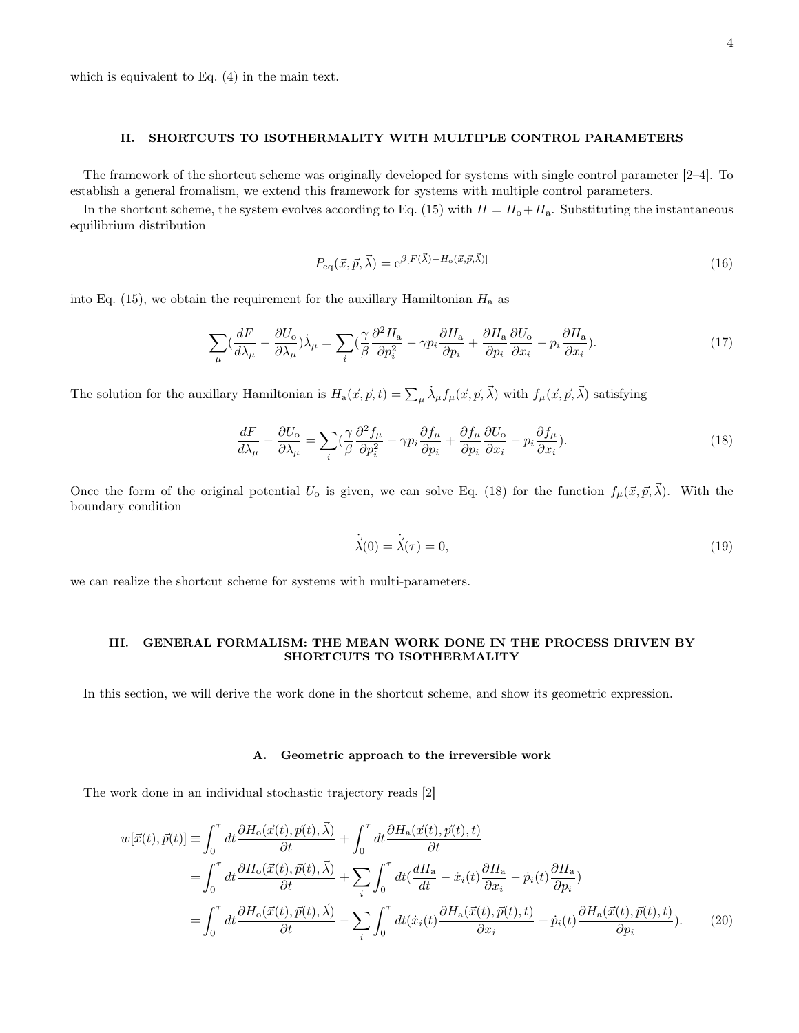which is equivalent to Eq. (4) in the main text.

## II. SHORTCUTS TO ISOTHERMALITY WITH MULTIPLE CONTROL PARAMETERS

The framework of the shortcut scheme was originally developed for systems with single control parameter [2–4]. To establish a general fromalism, we extend this framework for systems with multiple control parameters.

In the shortcut scheme, the system evolves according to Eq. (15) with $H = H_{\mathrm{o}} + H_{\mathrm{a}}$. Substituting the instantaneous equilibrium distribution

$$P_{\mathrm{eq}}(\vec{x}, \vec{p}, \vec{\lambda}) = \mathrm{e}^{\beta[F(\vec{\lambda}) - H_{\mathrm{o}}(\vec{x}, \vec{p}, \vec{\lambda})]} \tag{16}$$

into Eq. (15), we obtain the requirement for the auxillary Hamiltonian $H_{\mathrm{a}}$ as

$$\sum_{\mu}(\frac{dF}{d\lambda_{\mu}} - \frac{\partial U_{\mathrm{o}}}{\partial \lambda_{\mu}})\dot{\lambda}_{\mu} = \sum_{i}(\frac{\gamma}{\beta}\frac{\partial^2 H_{\mathrm{a}}}{\partial p_i^2} - \gamma p_i \frac{\partial H_{\mathrm{a}}}{\partial p_i} + \frac{\partial H_{\mathrm{a}}}{\partial p_i}\frac{\partial U_{\mathrm{o}}}{\partial x_i} - p_i \frac{\partial H_{\mathrm{a}}}{\partial x_i}). \tag{17}$$

The solution for the auxillary Hamiltonian is $H_{\mathrm{a}}(\vec{x}, \vec{p}, t) = \sum_{\mu} \dot{\lambda}_{\mu} f_{\mu}(\vec{x}, \vec{p}, \vec{\lambda})$ with $f_{\mu}(\vec{x}, \vec{p}, \vec{\lambda})$ satisfying

$$\frac{dF}{d\lambda_{\mu}} - \frac{\partial U_{\mathrm{o}}}{\partial \lambda_{\mu}} = \sum_{i}(\frac{\gamma}{\beta}\frac{\partial^2 f_{\mu}}{\partial p_i^2} - \gamma p_i \frac{\partial f_{\mu}}{\partial p_i} + \frac{\partial f_{\mu}}{\partial p_i}\frac{\partial U_{\mathrm{o}}}{\partial x_i} - p_i \frac{\partial f_{\mu}}{\partial x_i}). \tag{18}$$

Once the form of the original potential $U_{\mathrm{o}}$ is given, we can solve Eq. (18) for the function $f_{\mu}(\vec{x}, \vec{p}, \vec{\lambda})$. With the boundary condition

$$\dot{\vec{\lambda}}(0) = \dot{\vec{\lambda}}(\tau) = 0, \tag{19}$$

we can realize the shortcut scheme for systems with multi-parameters.

## III. GENERAL FORMALISM: THE MEAN WORK DONE IN THE PROCESS DRIVEN BY SHORTCUTS TO ISOTHERMALITY

In this section, we will derive the work done in the shortcut scheme, and show its geometric expression.

### A. Geometric approach to the irreversible work

The work done in an individual stochastic trajectory reads [2]

$$\begin{aligned}
w[\vec{x}(t), \vec{p}(t)] &\equiv \int_0^{\tau} dt \frac{\partial H_{\mathrm{o}}(\vec{x}(t), \vec{p}(t), \vec{\lambda})}{\partial t} + \int_0^{\tau} dt \frac{\partial H_{\mathrm{a}}(\vec{x}(t), \vec{p}(t), t)}{\partial t} \\
&= \int_0^{\tau} dt \frac{\partial H_{\mathrm{o}}(\vec{x}(t), \vec{p}(t), \vec{\lambda})}{\partial t} + \sum_i \int_0^{\tau} dt (\frac{dH_{\mathrm{a}}}{dt} - \dot{x}_i(t)\frac{\partial H_{\mathrm{a}}}{\partial x_i} - \dot{p}_i(t)\frac{\partial H_{\mathrm{a}}}{\partial p_i}) \\
&= \int_0^{\tau} dt \frac{\partial H_{\mathrm{o}}(\vec{x}(t), \vec{p}(t), \vec{\lambda})}{\partial t} - \sum_i \int_0^{\tau} dt (\dot{x}_i(t)\frac{\partial H_{\mathrm{a}}(\vec{x}(t), \vec{p}(t), t)}{\partial x_i} + \dot{p}_i(t)\frac{\partial H_{\mathrm{a}}(\vec{x}(t), \vec{p}(t), t)}{\partial p_i}).
\end{aligned} \tag{20}$$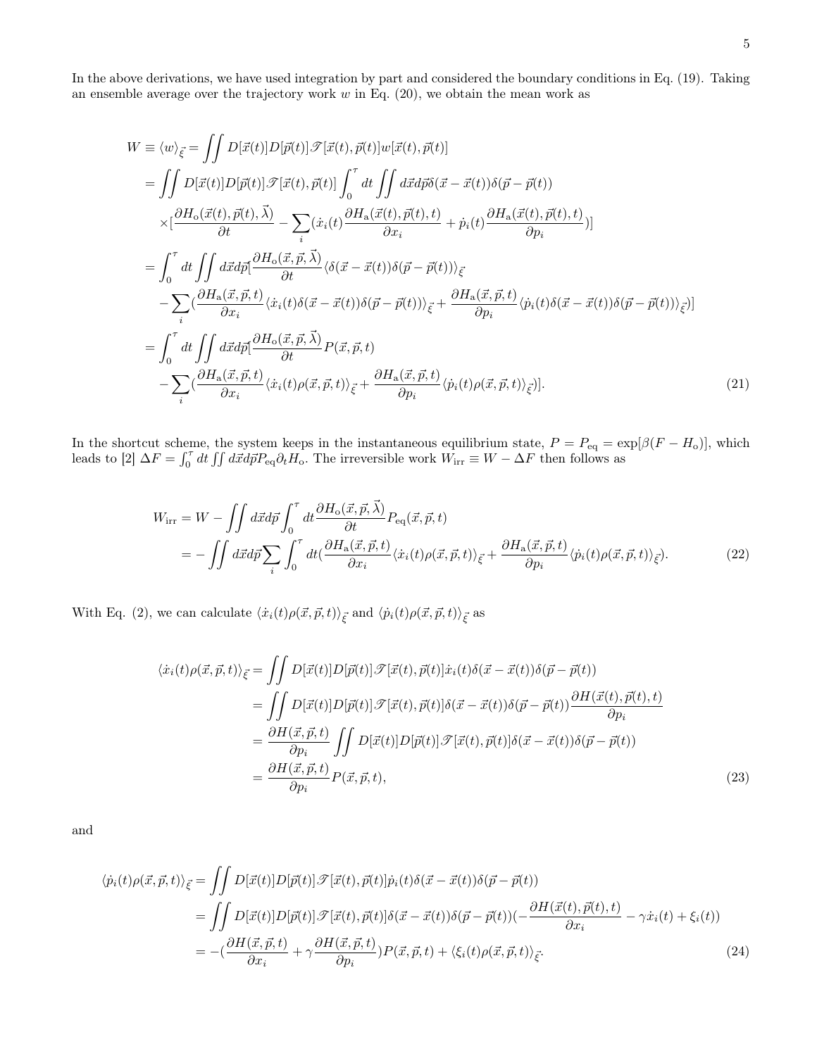In the above derivations, we have used integration by part and considered the boundary conditions in Eq. (19). Taking an ensemble average over the trajectory work $w$ in Eq. (20), we obtain the mean work as

$$
\begin{aligned}
W \equiv \langle w\rangle_{\vec{\xi}} &= \iint D[\vec{x}(t)]D[\vec{p}(t)]\mathscr{T}[\vec{x}(t),\vec{p}(t)]w[\vec{x}(t),\vec{p}(t)] \\
&= \iint D[\vec{x}(t)]D[\vec{p}(t)]\mathscr{T}[\vec{x}(t),\vec{p}(t)]\int_0^\tau dt\iint d\vec{x}d\vec{p}\delta(\vec{x}-\vec{x}(t))\delta(\vec{p}-\vec{p}(t)) \\
&\quad\times[\frac{\partial H_{\mathrm{o}}(\vec{x}(t),\vec{p}(t),\vec{\lambda})}{\partial t}-\sum_i(\dot{x}_i(t)\frac{\partial H_{\mathrm{a}}(\vec{x}(t),\vec{p}(t),t)}{\partial x_i}+\dot{p}_i(t)\frac{\partial H_{\mathrm{a}}(\vec{x}(t),\vec{p}(t),t)}{\partial p_i})] \\
&= \int_0^\tau dt\iint d\vec{x}d\vec{p}[\frac{\partial H_{\mathrm{o}}(\vec{x},\vec{p},\vec{\lambda})}{\partial t}\langle\delta(\vec{x}-\vec{x}(t))\delta(\vec{p}-\vec{p}(t))\rangle_{\vec{\xi}} \\
&\quad-\sum_i(\frac{\partial H_{\mathrm{a}}(\vec{x},\vec{p},t)}{\partial x_i}\langle\dot{x}_i(t)\delta(\vec{x}-\vec{x}(t))\delta(\vec{p}-\vec{p}(t))\rangle_{\vec{\xi}}+\frac{\partial H_{\mathrm{a}}(\vec{x},\vec{p},t)}{\partial p_i}\langle\dot{p}_i(t)\delta(\vec{x}-\vec{x}(t))\delta(\vec{p}-\vec{p}(t))\rangle_{\vec{\xi}})] \\
&= \int_0^\tau dt\iint d\vec{x}d\vec{p}[\frac{\partial H_{\mathrm{o}}(\vec{x},\vec{p},\vec{\lambda})}{\partial t}P(\vec{x},\vec{p},t) \\
&\quad-\sum_i(\frac{\partial H_{\mathrm{a}}(\vec{x},\vec{p},t)}{\partial x_i}\langle\dot{x}_i(t)\rho(\vec{x},\vec{p},t)\rangle_{\vec{\xi}}+\frac{\partial H_{\mathrm{a}}(\vec{x},\vec{p},t)}{\partial p_i}\langle\dot{p}_i(t)\rho(\vec{x},\vec{p},t)\rangle_{\vec{\xi}})].
\end{aligned}
\tag{21}
$$

In the shortcut scheme, the system keeps in the instantaneous equilibrium state, $P = P_{\mathrm{eq}} = \exp[\beta(F - H_{\mathrm{o}})]$, which leads to [2] $\Delta F = \int_0^\tau dt \iint d\vec{x}d\vec{p}P_{\mathrm{eq}}\partial_t H_{\mathrm{o}}$. The irreversible work $W_{\mathrm{irr}} \equiv W - \Delta F$ then follows as

$$
\begin{aligned}
W_{\mathrm{irr}} &= W-\iint d\vec{x}d\vec{p}\int_0^\tau dt\frac{\partial H_{\mathrm{o}}(\vec{x},\vec{p},\vec{\lambda})}{\partial t}P_{\mathrm{eq}}(\vec{x},\vec{p},t) \\
&= -\iint d\vec{x}d\vec{p}\sum_i\int_0^\tau dt(\frac{\partial H_{\mathrm{a}}(\vec{x},\vec{p},t)}{\partial x_i}\langle\dot{x}_i(t)\rho(\vec{x},\vec{p},t)\rangle_{\vec{\xi}}+\frac{\partial H_{\mathrm{a}}(\vec{x},\vec{p},t)}{\partial p_i}\langle\dot{p}_i(t)\rho(\vec{x},\vec{p},t)\rangle_{\vec{\xi}}).
\end{aligned}
\tag{22}
$$

With Eq. (2), we can calculate $\langle\dot{x}_i(t)\rho(\vec{x},\vec{p},t)\rangle_{\vec{\xi}}$ and $\langle\dot{p}_i(t)\rho(\vec{x},\vec{p},t)\rangle_{\vec{\xi}}$ as

$$
\begin{aligned}
\langle\dot{x}_i(t)\rho(\vec{x},\vec{p},t)\rangle_{\vec{\xi}} &= \iint D[\vec{x}(t)]D[\vec{p}(t)]\mathscr{T}[\vec{x}(t),\vec{p}(t)]\dot{x}_i(t)\delta(\vec{x}-\vec{x}(t))\delta(\vec{p}-\vec{p}(t)) \\
&= \iint D[\vec{x}(t)]D[\vec{p}(t)]\mathscr{T}[\vec{x}(t),\vec{p}(t)]\delta(\vec{x}-\vec{x}(t))\delta(\vec{p}-\vec{p}(t))\frac{\partial H(\vec{x}(t),\vec{p}(t),t)}{\partial p_i} \\
&= \frac{\partial H(\vec{x},\vec{p},t)}{\partial p_i}\iint D[\vec{x}(t)]D[\vec{p}(t)]\mathscr{T}[\vec{x}(t),\vec{p}(t)]\delta(\vec{x}-\vec{x}(t))\delta(\vec{p}-\vec{p}(t)) \\
&= \frac{\partial H(\vec{x},\vec{p},t)}{\partial p_i}P(\vec{x},\vec{p},t),
\end{aligned}
\tag{23}
$$

and

$$
\begin{aligned}
\langle\dot{p}_i(t)\rho(\vec{x},\vec{p},t)\rangle_{\vec{\xi}} &= \iint D[\vec{x}(t)]D[\vec{p}(t)]\mathscr{T}[\vec{x}(t),\vec{p}(t)]\dot{p}_i(t)\delta(\vec{x}-\vec{x}(t))\delta(\vec{p}-\vec{p}(t)) \\
&= \iint D[\vec{x}(t)]D[\vec{p}(t)]\mathscr{T}[\vec{x}(t),\vec{p}(t)]\delta(\vec{x}-\vec{x}(t))\delta(\vec{p}-\vec{p}(t))(-\frac{\partial H(\vec{x}(t),\vec{p}(t),t)}{\partial x_i}-\gamma\dot{x}_i(t)+\xi_i(t)) \\
&= -(\frac{\partial H(\vec{x},\vec{p},t)}{\partial x_i}+\gamma\frac{\partial H(\vec{x},\vec{p},t)}{\partial p_i})P(\vec{x},\vec{p},t)+\langle\xi_i(t)\rho(\vec{x},\vec{p},t)\rangle_{\vec{\xi}}.
\end{aligned}
\tag{24}
$$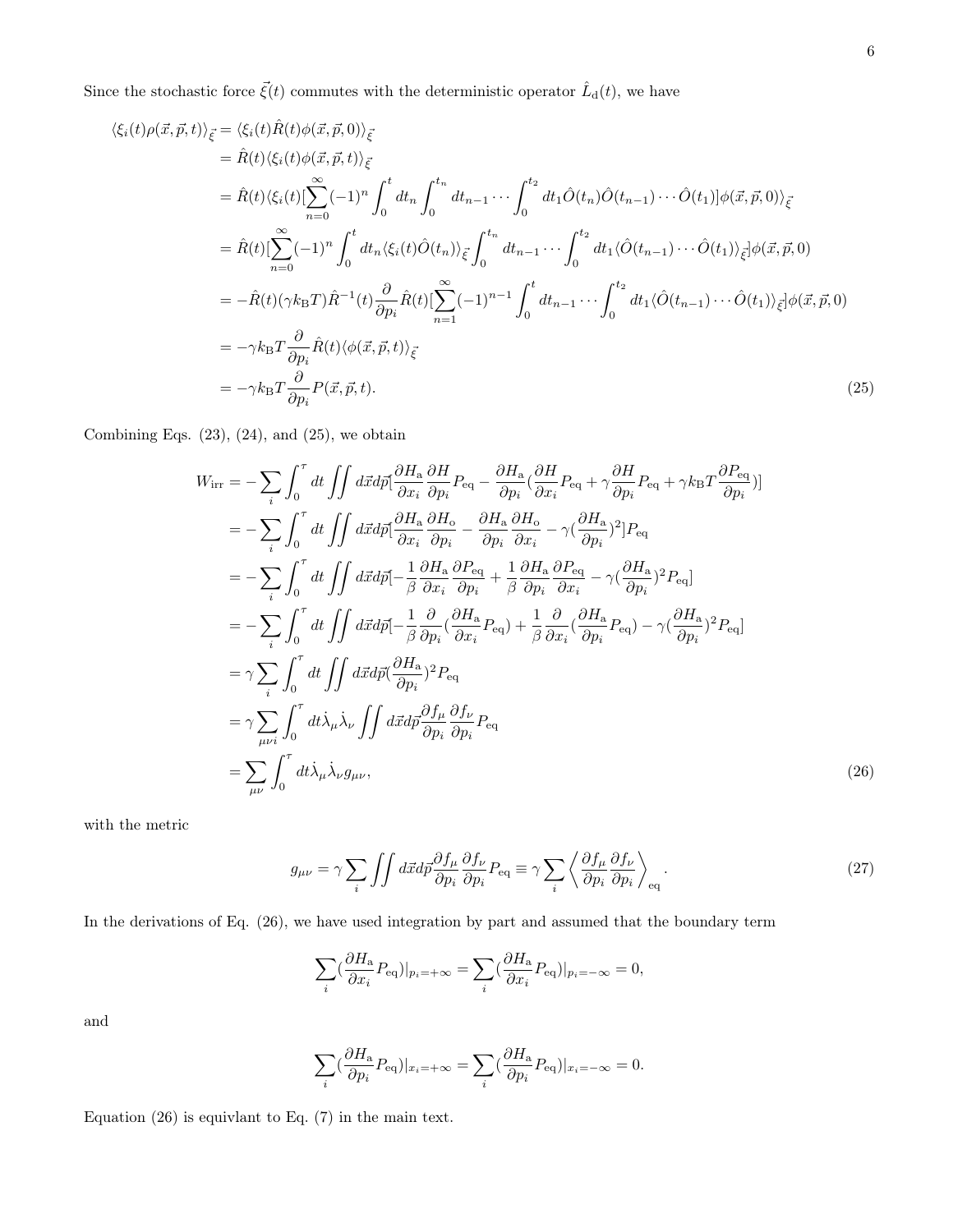Since the stochastic force $\vec{\xi}(t)$ commutes with the deterministic operator $\hat{L}_{\mathrm{d}}(t)$, we have

$$
\begin{aligned}
\langle \xi_i(t)\rho(\vec{x},\vec{p},t)\rangle_{\vec{\xi}} &= \langle \xi_i(t)\hat{R}(t)\phi(\vec{x},\vec{p},0)\rangle_{\vec{\xi}} \\
&= \hat{R}(t)\langle \xi_i(t)\phi(\vec{x},\vec{p},t)\rangle_{\vec{\xi}} \\
&= \hat{R}(t)\langle \xi_i(t)[\sum_{n=0}^{\infty}(-1)^n\int_0^t dt_n\int_0^{t_n}dt_{n-1}\cdots\int_0^{t_2}dt_1\hat{O}(t_n)\hat{O}(t_{n-1})\cdots\hat{O}(t_1)]\phi(\vec{x},\vec{p},0)\rangle_{\vec{\xi}} \\
&= \hat{R}(t)[\sum_{n=0}^{\infty}(-1)^n\int_0^t dt_n\langle \xi_i(t)\hat{O}(t_n)\rangle_{\vec{\xi}}\int_0^{t_n}dt_{n-1}\cdots\int_0^{t_2}dt_1\langle\hat{O}(t_{n-1})\cdots\hat{O}(t_1)\rangle_{\vec{\xi}}]\phi(\vec{x},\vec{p},0) \\
&= -\hat{R}(t)(\gamma k_{\mathrm{B}}T)\hat{R}^{-1}(t)\frac{\partial}{\partial p_i}\hat{R}(t)[\sum_{n=1}^{\infty}(-1)^{n-1}\int_0^t dt_{n-1}\cdots\int_0^{t_2}dt_1\langle\hat{O}(t_{n-1})\cdots\hat{O}(t_1)\rangle_{\vec{\xi}}]\phi(\vec{x},\vec{p},0) \\
&= -\gamma k_{\mathrm{B}}T\frac{\partial}{\partial p_i}\hat{R}(t)\langle\phi(\vec{x},\vec{p},t)\rangle_{\vec{\xi}} \\
&= -\gamma k_{\mathrm{B}}T\frac{\partial}{\partial p_i}P(\vec{x},\vec{p},t).
\end{aligned}
\tag{25}
$$

Combining Eqs. (23), (24), and (25), we obtain

$$
\begin{aligned}
W_{\mathrm{irr}} &= -\sum_i\int_0^\tau dt\iint d\vec{x}d\vec{p}[\frac{\partial H_{\mathrm{a}}}{\partial x_i}\frac{\partial H}{\partial p_i}P_{\mathrm{eq}} - \frac{\partial H_{\mathrm{a}}}{\partial p_i}(\frac{\partial H}{\partial x_i}P_{\mathrm{eq}} + \gamma\frac{\partial H}{\partial p_i}P_{\mathrm{eq}} + \gamma k_{\mathrm{B}}T\frac{\partial P_{\mathrm{eq}}}{\partial p_i})] \\
&= -\sum_i\int_0^\tau dt\iint d\vec{x}d\vec{p}[\frac{\partial H_{\mathrm{a}}}{\partial x_i}\frac{\partial H_{\mathrm{o}}}{\partial p_i} - \frac{\partial H_{\mathrm{a}}}{\partial p_i}\frac{\partial H_{\mathrm{o}}}{\partial x_i} - \gamma(\frac{\partial H_{\mathrm{a}}}{\partial p_i})^2]P_{\mathrm{eq}} \\
&= -\sum_i\int_0^\tau dt\iint d\vec{x}d\vec{p}[-\frac{1}{\beta}\frac{\partial H_{\mathrm{a}}}{\partial x_i}\frac{\partial P_{\mathrm{eq}}}{\partial p_i} + \frac{1}{\beta}\frac{\partial H_{\mathrm{a}}}{\partial p_i}\frac{\partial P_{\mathrm{eq}}}{\partial x_i} - \gamma(\frac{\partial H_{\mathrm{a}}}{\partial p_i})^2P_{\mathrm{eq}}] \\
&= -\sum_i\int_0^\tau dt\iint d\vec{x}d\vec{p}[-\frac{1}{\beta}\frac{\partial}{\partial p_i}(\frac{\partial H_{\mathrm{a}}}{\partial x_i}P_{\mathrm{eq}}) + \frac{1}{\beta}\frac{\partial}{\partial x_i}(\frac{\partial H_{\mathrm{a}}}{\partial p_i}P_{\mathrm{eq}}) - \gamma(\frac{\partial H_{\mathrm{a}}}{\partial p_i})^2P_{\mathrm{eq}}] \\
&= \gamma\sum_i\int_0^\tau dt\iint d\vec{x}d\vec{p}(\frac{\partial H_{\mathrm{a}}}{\partial p_i})^2P_{\mathrm{eq}} \\
&= \gamma\sum_{\mu\nu i}\int_0^\tau dt\dot{\lambda}_\mu\dot{\lambda}_\nu\iint d\vec{x}d\vec{p}\frac{\partial f_\mu}{\partial p_i}\frac{\partial f_\nu}{\partial p_i}P_{\mathrm{eq}} \\
&= \sum_{\mu\nu}\int_0^\tau dt\dot{\lambda}_\mu\dot{\lambda}_\nu g_{\mu\nu},
\end{aligned}
\tag{26}
$$

with the metric

$$
g_{\mu\nu} = \gamma\sum_i\iint d\vec{x}d\vec{p}\frac{\partial f_\mu}{\partial p_i}\frac{\partial f_\nu}{\partial p_i}P_{\mathrm{eq}} \equiv \gamma\sum_i\left\langle\frac{\partial f_\mu}{\partial p_i}\frac{\partial f_\nu}{\partial p_i}\right\rangle_{\mathrm{eq}}.
\tag{27}
$$

In the derivations of Eq. (26), we have used integration by part and assumed that the boundary term

$$
\sum_i(\frac{\partial H_{\mathrm{a}}}{\partial x_i}P_{\mathrm{eq}})|_{p_i=+\infty} = \sum_i(\frac{\partial H_{\mathrm{a}}}{\partial x_i}P_{\mathrm{eq}})|_{p_i=-\infty} = 0,
$$

and

$$
\sum_i(\frac{\partial H_{\mathrm{a}}}{\partial p_i}P_{\mathrm{eq}})|_{x_i=+\infty} = \sum_i(\frac{\partial H_{\mathrm{a}}}{\partial p_i}P_{\mathrm{eq}})|_{x_i=-\infty} = 0.
$$

Equation (26) is equivlant to Eq. (7) in the main text.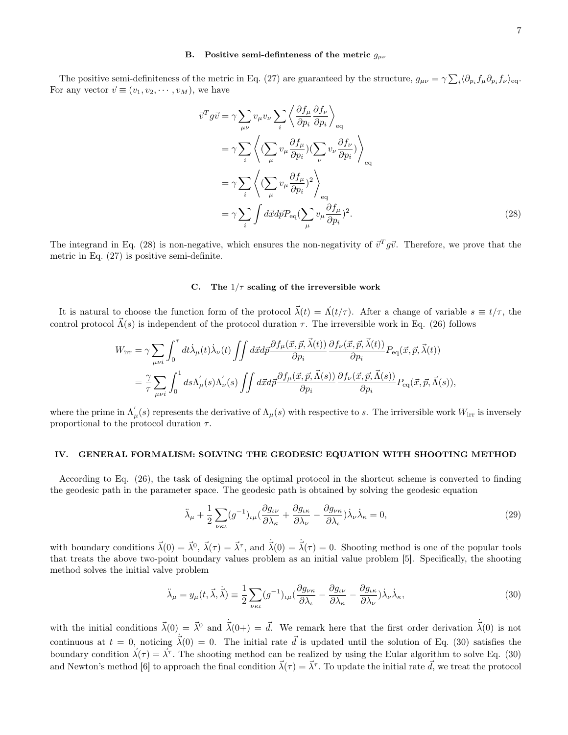### B. Positive semi-defninteness of the metric $g_{\mu\nu}$

The positive semi-definiteness of the metric in Eq. (27) are guaranteed by the structure, $g_{\mu\nu} = \gamma \sum_i \langle \partial_{p_i} f_\mu \partial_{p_i} f_\nu \rangle_{\mathrm{eq}}$. For any vector $\vec{v} \equiv (v_1, v_2, \cdots, v_M)$, we have

$$
\begin{aligned}
\vec{v}^T g \vec{v} &= \gamma \sum_{\mu\nu} v_\mu v_\nu \sum_i \left\langle \frac{\partial f_\mu}{\partial p_i} \frac{\partial f_\nu}{\partial p_i} \right\rangle_{\mathrm{eq}} \\
&= \gamma \sum_i \left\langle (\sum_\mu v_\mu \frac{\partial f_\mu}{\partial p_i})(\sum_\nu v_\nu \frac{\partial f_\nu}{\partial p_i}) \right\rangle_{\mathrm{eq}} \\
&= \gamma \sum_i \left\langle (\sum_\mu v_\mu \frac{\partial f_\mu}{\partial p_i})^2 \right\rangle_{\mathrm{eq}} \\
&= \gamma \sum_i \int d\vec{x} d\vec{p} P_{\mathrm{eq}} (\sum_\mu v_\mu \frac{\partial f_\mu}{\partial p_i})^2. \qquad (28)
\end{aligned}
$$

The integrand in Eq. (28) is non-negative, which ensures the non-negativity of $\vec{v}^T g \vec{v}$. Therefore, we prove that the metric in Eq. (27) is positive semi-definite.

### C. The $1/\tau$ scaling of the irreversible work

It is natural to choose the function form of the protocol $\vec{\lambda}(t) = \vec{\Lambda}(t/\tau)$. After a change of variable $s \equiv t/\tau$, the control protocol $\vec{\Lambda}(s)$ is independent of the protocol duration $\tau$. The irreversible work in Eq. (26) follows

$$
\begin{aligned}
W_{\mathrm{irr}} &= \gamma \sum_{\mu\nu i} \int_0^\tau dt \dot{\lambda}_\mu(t) \dot{\lambda}_\nu(t) \iint d\vec{x} d\vec{p} \frac{\partial f_\mu(\vec{x}, \vec{p}, \vec{\lambda}(t))}{\partial p_i} \frac{\partial f_\nu(\vec{x}, \vec{p}, \vec{\lambda}(t))}{\partial p_i} P_{\mathrm{eq}}(\vec{x}, \vec{p}, \vec{\lambda}(t)) \\
&= \frac{\gamma}{\tau} \sum_{\mu\nu i} \int_0^1 ds \Lambda'_\mu(s) \Lambda'_\nu(s) \iint d\vec{x} d\vec{p} \frac{\partial f_\mu(\vec{x}, \vec{p}, \vec{\Lambda}(s))}{\partial p_i} \frac{\partial f_\nu(\vec{x}, \vec{p}, \vec{\Lambda}(s))}{\partial p_i} P_{\mathrm{eq}}(\vec{x}, \vec{p}, \vec{\Lambda}(s)),
\end{aligned}
$$

where the prime in $\Lambda'_\mu(s)$ represents the derivative of $\Lambda_\mu(s)$ with respective to $s$. The irriversible work $W_{\mathrm{irr}}$ is inversely proportional to the protocol duration $\tau$.

## IV. GENERAL FORMALISM: SOLVING THE GEODESIC EQUATION WITH SHOOTING METHOD

According to Eq. (26), the task of designing the optimal protocol in the shortcut scheme is converted to finding the geodesic path in the parameter space. The geodesic path is obtained by solving the geodesic equation

$$
\ddot{\lambda}_\mu + \frac{1}{2} \sum_{\nu\kappa\iota} (g^{-1})_{\iota\mu} (\frac{\partial g_{\iota\nu}}{\partial \lambda_\kappa} + \frac{\partial g_{\iota\kappa}}{\partial \lambda_\nu} - \frac{\partial g_{\nu\kappa}}{\partial \lambda_\iota}) \dot{\lambda}_\nu \dot{\lambda}_\kappa = 0, \qquad (29)
$$

with boundary conditions $\vec{\lambda}(0) = \vec{\lambda}^0$, $\vec{\lambda}(\tau) = \vec{\lambda}^\tau$, and $\dot{\vec{\lambda}}(0) = \dot{\vec{\lambda}}(\tau) = 0$. Shooting method is one of the popular tools that treats the above two-point boundary values problem as an initial value problem [5]. Specifically, the shooting method solves the initial valve problem

$$
\ddot{\lambda}_\mu = y_\mu(t, \vec{\lambda}, \dot{\vec{\lambda}}) \equiv \frac{1}{2} \sum_{\nu\kappa\iota} (g^{-1})_{\iota\mu} (\frac{\partial g_{\nu\kappa}}{\partial \lambda_\iota} - \frac{\partial g_{\iota\nu}}{\partial \lambda_\kappa} - \frac{\partial g_{\iota\kappa}}{\partial \lambda_\nu}) \dot{\lambda}_\nu \dot{\lambda}_\kappa, \qquad (30)
$$

with the initial conditions $\vec{\lambda}(0) = \vec{\lambda}^0$ and $\dot{\vec{\lambda}}(0+) = \vec{d}$. We remark here that the first order derivation $\dot{\vec{\lambda}}(0)$ is not continuous at $t = 0$, noticing $\dot{\vec{\lambda}}(0) = 0$. The initial rate $\vec{d}$ is updated until the solution of Eq. (30) satisfies the boundary condition $\vec{\lambda}(\tau) = \vec{\lambda}^\tau$. The shooting method can be realized by using the Eular algorithm to solve Eq. (30) and Newton's method [6] to approach the final condition $\vec{\lambda}(\tau) = \vec{\lambda}^\tau$. To update the initial rate $\vec{d}$, we treat the protocol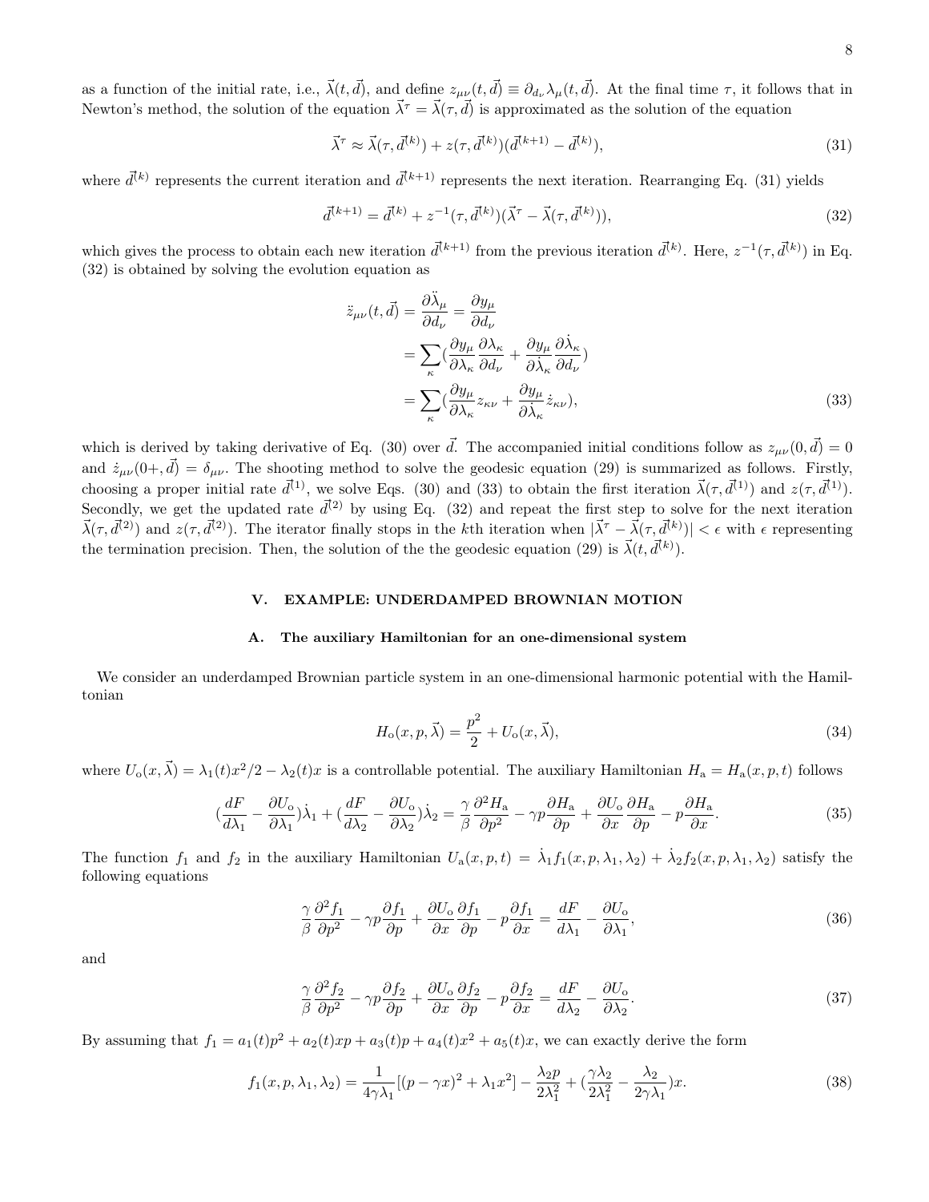as a function of the initial rate, i.e., $\vec{\lambda}(t, \vec{d})$, and define $z_{\mu\nu}(t, \vec{d}) \equiv \partial_{d_\nu} \lambda_\mu(t, \vec{d})$. At the final time $\tau$, it follows that in Newton's method, the solution of the equation $\vec{\lambda}^\tau = \vec{\lambda}(\tau, \vec{d})$ is approximated as the solution of the equation

$$
\vec{\lambda}^\tau \approx \vec{\lambda}(\tau, \vec{d}^{(k)}) + z(\tau, \vec{d}^{(k)})(\vec{d}^{(k+1)} - \vec{d}^{(k)}), \tag{31}
$$

where $\vec{d}^{(k)}$ represents the current iteration and $\vec{d}^{(k+1)}$ represents the next iteration. Rearranging Eq. (31) yields

$$
\vec{d}^{(k+1)} = \vec{d}^{(k)} + z^{-1}(\tau, \vec{d}^{(k)})(\vec{\lambda}^\tau - \vec{\lambda}(\tau, \vec{d}^{(k)})), \tag{32}
$$

which gives the process to obtain each new iteration $\vec{d}^{(k+1)}$ from the previous iteration $\vec{d}^{(k)}$. Here, $z^{-1}(\tau, \vec{d}^{(k)})$ in Eq. (32) is obtained by solving the evolution equation as

$$
\begin{aligned}
\ddot{z}_{\mu\nu}(t, \vec{d}) &= \frac{\partial \ddot{\lambda}_\mu}{\partial d_\nu} = \frac{\partial y_\mu}{\partial d_\nu} \\
&= \sum_\kappa \left(\frac{\partial y_\mu}{\partial \lambda_\kappa}\frac{\partial \lambda_\kappa}{\partial d_\nu} + \frac{\partial y_\mu}{\partial \dot{\lambda}_\kappa}\frac{\partial \dot{\lambda}_\kappa}{\partial d_\nu}\right) \\
&= \sum_\kappa \left(\frac{\partial y_\mu}{\partial \lambda_\kappa} z_{\kappa\nu} + \frac{\partial y_\mu}{\partial \dot{\lambda}_\kappa} \dot{z}_{\kappa\nu}\right),
\end{aligned} \tag{33}
$$

which is derived by taking derivative of Eq. (30) over $\vec{d}$. The accompanied initial conditions follow as $z_{\mu\nu}(0, \vec{d}) = 0$ and $\dot{z}_{\mu\nu}(0+, \vec{d}) = \delta_{\mu\nu}$. The shooting method to solve the geodesic equation (29) is summarized as follows. Firstly, choosing a proper initial rate $\vec{d}^{(1)}$, we solve Eqs. (30) and (33) to obtain the first iteration $\vec{\lambda}(\tau, \vec{d}^{(1)})$ and $z(\tau, \vec{d}^{(1)})$. Secondly, we get the updated rate $\vec{d}^{(2)}$ by using Eq. (32) and repeat the first step to solve for the next iteration $\vec{\lambda}(\tau, \vec{d}^{(2)})$ and $z(\tau, \vec{d}^{(2)})$. The iterator finally stops in the $k$th iteration when $|\vec{\lambda}^\tau - \vec{\lambda}(\tau, \vec{d}^{(k)})| < \epsilon$ with $\epsilon$ representing the termination precision. Then, the solution of the the geodesic equation (29) is $\vec{\lambda}(t, \vec{d}^{(k)})$.

## V. EXAMPLE: UNDERDAMPED BROWNIAN MOTION

### A. The auxiliary Hamiltonian for an one-dimensional system

We consider an underdamped Brownian particle system in an one-dimensional harmonic potential with the Hamiltonian

$$
H_{\mathrm{o}}(x, p, \vec{\lambda}) = \frac{p^2}{2} + U_{\mathrm{o}}(x, \vec{\lambda}), \tag{34}
$$

where $U_{\mathrm{o}}(x, \vec{\lambda}) = \lambda_1(t)x^2/2 - \lambda_2(t)x$ is a controllable potential. The auxiliary Hamiltonian $H_{\mathrm{a}} = H_{\mathrm{a}}(x, p, t)$ follows

$$
\left(\frac{dF}{d\lambda_1} - \frac{\partial U_{\mathrm{o}}}{\partial \lambda_1}\right)\dot{\lambda}_1 + \left(\frac{dF}{d\lambda_2} - \frac{\partial U_{\mathrm{o}}}{\partial \lambda_2}\right)\dot{\lambda}_2 = \frac{\gamma}{\beta}\frac{\partial^2 H_{\mathrm{a}}}{\partial p^2} - \gamma p \frac{\partial H_{\mathrm{a}}}{\partial p} + \frac{\partial U_{\mathrm{o}}}{\partial x}\frac{\partial H_{\mathrm{a}}}{\partial p} - p\frac{\partial H_{\mathrm{a}}}{\partial x}. \tag{35}
$$

The function $f_1$ and $f_2$ in the auxiliary Hamiltonian $U_{\mathrm{a}}(x, p, t) = \dot{\lambda}_1 f_1(x, p, \lambda_1, \lambda_2) + \dot{\lambda}_2 f_2(x, p, \lambda_1, \lambda_2)$ satisfy the following equations

$$
\frac{\gamma}{\beta}\frac{\partial^2 f_1}{\partial p^2} - \gamma p \frac{\partial f_1}{\partial p} + \frac{\partial U_{\mathrm{o}}}{\partial x}\frac{\partial f_1}{\partial p} - p\frac{\partial f_1}{\partial x} = \frac{dF}{d\lambda_1} - \frac{\partial U_{\mathrm{o}}}{\partial \lambda_1}, \tag{36}
$$

and

$$
\frac{\gamma}{\beta}\frac{\partial^2 f_2}{\partial p^2} - \gamma p \frac{\partial f_2}{\partial p} + \frac{\partial U_{\mathrm{o}}}{\partial x}\frac{\partial f_2}{\partial p} - p\frac{\partial f_2}{\partial x} = \frac{dF}{d\lambda_2} - \frac{\partial U_{\mathrm{o}}}{\partial \lambda_2}. \tag{37}
$$

By assuming that $f_1 = a_1(t)p^2 + a_2(t)xp + a_3(t)p + a_4(t)x^2 + a_5(t)x$, we can exactly derive the form

$$
f_1(x, p, \lambda_1, \lambda_2) = \frac{1}{4\gamma\lambda_1}[(p - \gamma x)^2 + \lambda_1 x^2] - \frac{\lambda_2 p}{2\lambda_1^2} + \left(\frac{\gamma\lambda_2}{2\lambda_1^2} - \frac{\lambda_2}{2\gamma\lambda_1}\right)x. \tag{38}
$$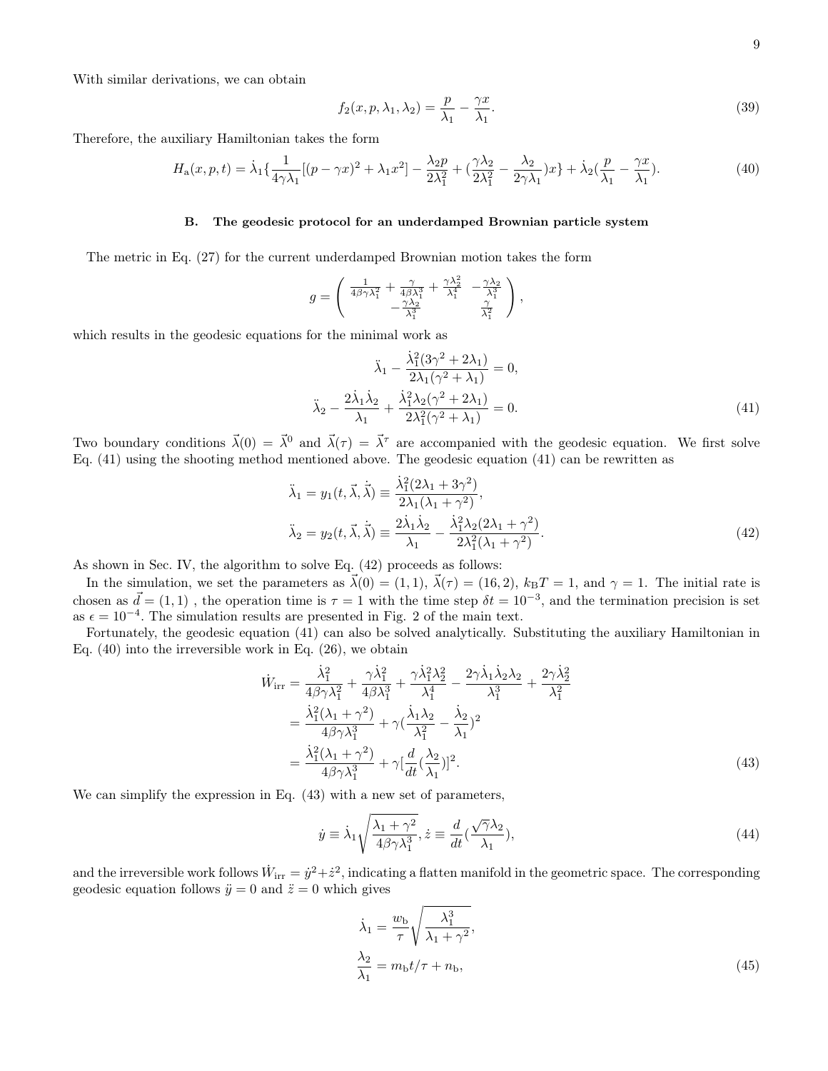With similar derivations, we can obtain

$$f_2(x,p,\lambda_1,\lambda_2) = \frac{p}{\lambda_1} - \frac{\gamma x}{\lambda_1}. \tag{39}$$

Therefore, the auxiliary Hamiltonian takes the form

$$H_{\mathrm{a}}(x,p,t) = \dot{\lambda}_1\{\frac{1}{4\gamma\lambda_1}[(p-\gamma x)^2 + \lambda_1 x^2] - \frac{\lambda_2 p}{2\lambda_1^2} + (\frac{\gamma\lambda_2}{2\lambda_1^2} - \frac{\lambda_2}{2\gamma\lambda_1})x\} + \dot{\lambda}_2(\frac{p}{\lambda_1} - \frac{\gamma x}{\lambda_1}). \tag{40}$$

### B. The geodesic protocol for an underdamped Brownian particle system

The metric in Eq. (27) for the current underdamped Brownian motion takes the form

$$g = \begin{pmatrix} \frac{1}{4\beta\gamma\lambda_1^2} + \frac{\gamma}{4\beta\lambda_1^3} + \frac{\gamma\lambda_2^2}{\lambda_1^4} & -\frac{\gamma\lambda_2}{\lambda_1^3} \\ -\frac{\gamma\lambda_2}{\lambda_1^3} & \frac{\gamma}{\lambda_1^2} \end{pmatrix},$$

which results in the geodesic equations for the minimal work as

$$\begin{aligned} \ddot{\lambda}_1 - \frac{\dot{\lambda}_1^2(3\gamma^2 + 2\lambda_1)}{2\lambda_1(\gamma^2+\lambda_1)} &= 0, \\ \ddot{\lambda}_2 - \frac{2\dot{\lambda}_1\dot{\lambda}_2}{\lambda_1} + \frac{\dot{\lambda}_1^2\lambda_2(\gamma^2+2\lambda_1)}{2\lambda_1^2(\gamma^2+\lambda_1)} &= 0. \end{aligned} \tag{41}$$

Two boundary conditions $\vec{\lambda}(0) = \vec{\lambda}^0$ and $\vec{\lambda}(\tau) = \vec{\lambda}^\tau$ are accompanied with the geodesic equation. We first solve Eq. (41) using the shooting method mentioned above. The geodesic equation (41) can be rewritten as

$$\begin{aligned} \ddot{\lambda}_1 = y_1(t,\vec{\lambda},\dot{\vec{\lambda}}) &\equiv \frac{\dot{\lambda}_1^2(2\lambda_1+3\gamma^2)}{2\lambda_1(\lambda_1+\gamma^2)}, \\ \ddot{\lambda}_2 = y_2(t,\vec{\lambda},\dot{\vec{\lambda}}) &\equiv \frac{2\dot{\lambda}_1\dot{\lambda}_2}{\lambda_1} - \frac{\dot{\lambda}_1^2\lambda_2(2\lambda_1+\gamma^2)}{2\lambda_1^2(\lambda_1+\gamma^2)}. \end{aligned} \tag{42}$$

As shown in Sec. IV, the algorithm to solve Eq. (42) proceeds as follows:

In the simulation, we set the parameters as $\vec{\lambda}(0) = (1,1)$, $\vec{\lambda}(\tau) = (16,2)$, $k_{\mathrm{B}}T = 1$, and $\gamma = 1$. The initial rate is chosen as $\vec{d} = (1,1)$ , the operation time is $\tau = 1$ with the time step $\delta t = 10^{-3}$, and the termination precision is set as $\epsilon = 10^{-4}$. The simulation results are presented in Fig. 2 of the main text.

Fortunately, the geodesic equation (41) can also be solved analytically. Substituting the auxiliary Hamiltonian in Eq. (40) into the irreversible work in Eq. (26), we obtain

$$\begin{aligned} \dot{W}_{\mathrm{irr}} &= \frac{\dot{\lambda}_1^2}{4\beta\gamma\lambda_1^2} + \frac{\gamma\dot{\lambda}_1^2}{4\beta\lambda_1^3} + \frac{\gamma\dot{\lambda}_1^2\lambda_2^2}{\lambda_1^4} - \frac{2\gamma\dot{\lambda}_1\dot{\lambda}_2\lambda_2}{\lambda_1^3} + \frac{2\gamma\dot{\lambda}_2^2}{\lambda_1^2} \\ &= \frac{\dot{\lambda}_1^2(\lambda_1+\gamma^2)}{4\beta\gamma\lambda_1^3} + \gamma(\frac{\dot{\lambda}_1\lambda_2}{\lambda_1^2} - \frac{\dot{\lambda}_2}{\lambda_1})^2 \\ &= \frac{\dot{\lambda}_1^2(\lambda_1+\gamma^2)}{4\beta\gamma\lambda_1^3} + \gamma[\frac{d}{dt}(\frac{\lambda_2}{\lambda_1})]^2. \end{aligned} \tag{43}$$

We can simplify the expression in Eq. (43) with a new set of parameters,

$$\dot{y} \equiv \dot{\lambda}_1\sqrt{\frac{\lambda_1+\gamma^2}{4\beta\gamma\lambda_1^3}}, \dot{z} \equiv \frac{d}{dt}(\frac{\sqrt{\gamma}\lambda_2}{\lambda_1}), \tag{44}$$

and the irreversible work follows $\dot{W}_{\mathrm{irr}} = \dot{y}^2 + \dot{z}^2$, indicating a flatten manifold in the geometric space. The corresponding geodesic equation follows $\ddot{y} = 0$ and $\ddot{z} = 0$ which gives

$$\begin{aligned} \dot{\lambda}_1 &= \frac{w_{\mathrm{b}}}{\tau}\sqrt{\frac{\lambda_1^3}{\lambda_1+\gamma^2}}, \\ \frac{\lambda_2}{\lambda_1} &= m_{\mathrm{b}}t/\tau + n_{\mathrm{b}}, \end{aligned} \tag{45}$$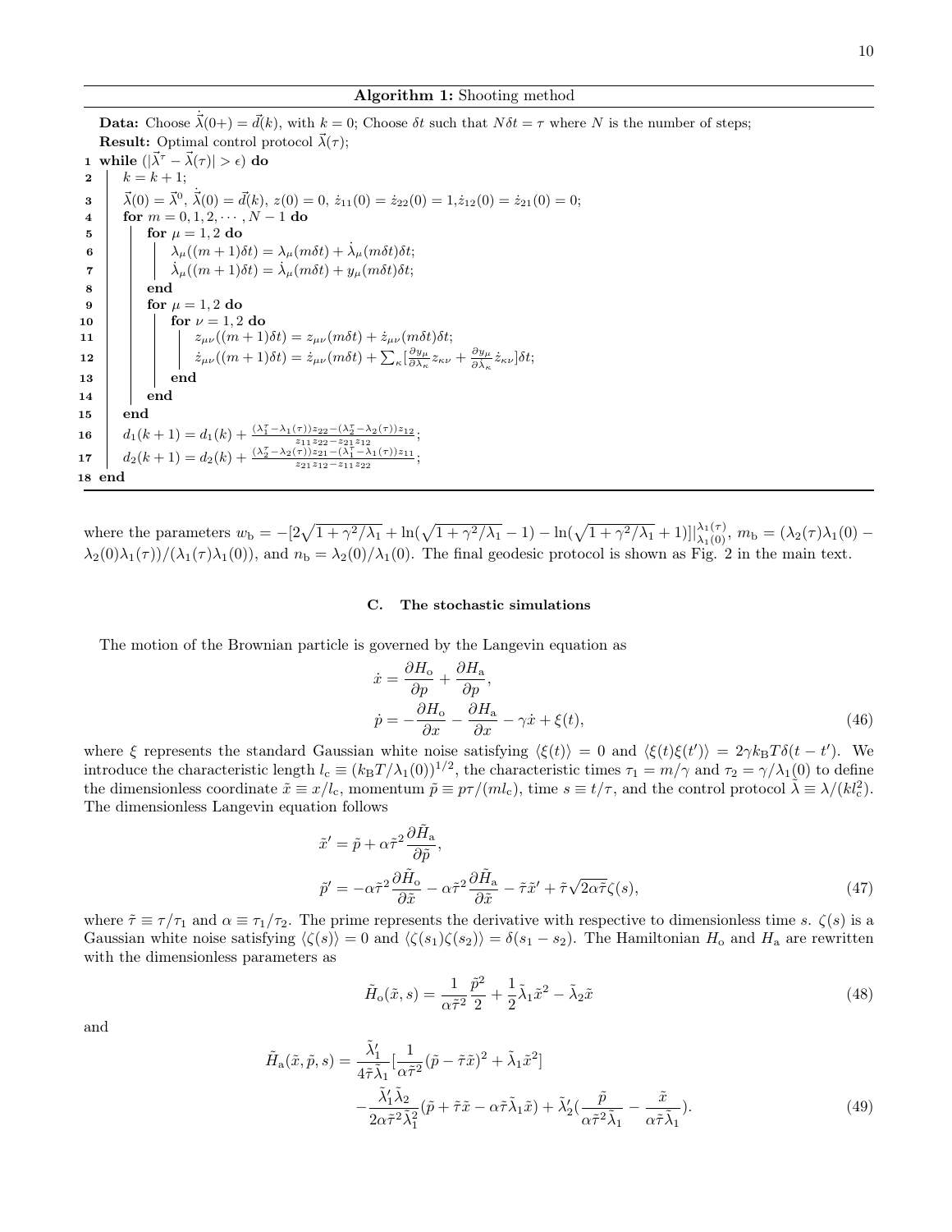**Algorithm 1:** Shooting method

```
Data: Choose λ̇⃗(0+) = d⃗(k), with k = 0; Choose δt such that Nδt = τ where N is the number of steps;
Result: Optimal control protocol λ⃗(τ);
1  while (|λ⃗^τ − λ⃗(τ)| > ε) do
2      k = k + 1;
3      λ⃗(0) = λ⃗^0, λ̇⃗(0) = d⃗(k), z(0) = 0, ż_11(0) = ż_22(0) = 1, ż_12(0) = ż_21(0) = 0;
4      for m = 0, 1, 2, ···, N − 1 do
5          for μ = 1, 2 do
6              λ_μ((m+1)δt) = λ_μ(mδt) + λ̇_μ(mδt)δt;
7              λ̇_μ((m+1)δt) = λ̇_μ(mδt) + y_μ(mδt)δt;
8          end
9          for μ = 1, 2 do
10             for ν = 1, 2 do
11                 z_μν((m+1)δt) = z_μν(mδt) + ż_μν(mδt)δt;
12                 ż_μν((m+1)δt) = ż_μν(mδt) + Σ_κ[(∂y_μ/∂λ_κ) z_κν + (∂y_μ/∂λ̇_κ) ż_κν]δt;
13             end
14         end
15     end
16     d_1(k+1) = d_1(k) + ((λ_1^τ − λ_1(τ))z_22 − (λ_2^τ − λ_2(τ))z_12) / (z_11 z_22 − z_21 z_12);
17     d_2(k+1) = d_2(k) + ((λ_2^τ − λ_2(τ))z_21 − (λ_1^τ − λ_1(τ))z_11) / (z_21 z_12 − z_11 z_22);
18 end
```

where the parameters $w_{\rm b} = -[2\sqrt{1+\gamma^2/\lambda_1} + \ln(\sqrt{1+\gamma^2/\lambda_1}-1) - \ln(\sqrt{1+\gamma^2/\lambda_1}+1)]|_{\lambda_1(0)}^{\lambda_1(\tau)}$, $m_{\rm b} = (\lambda_2(\tau)\lambda_1(0) - \lambda_2(0)\lambda_1(\tau))/(\lambda_1(\tau)\lambda_1(0))$, and $n_{\rm b} = \lambda_2(0)/\lambda_1(0)$. The final geodesic protocol is shown as Fig. 2 in the main text.

### C. The stochastic simulations

The motion of the Brownian particle is governed by the Langevin equation as

$$\begin{aligned}
\dot{x} &= \frac{\partial H_{\rm o}}{\partial p} + \frac{\partial H_{\rm a}}{\partial p}, \\
\dot{p} &= -\frac{\partial H_{\rm o}}{\partial x} - \frac{\partial H_{\rm a}}{\partial x} - \gamma\dot{x} + \xi(t),
\end{aligned} \tag{46}$$

where $\xi$ represents the standard Gaussian white noise satisfying $\langle\xi(t)\rangle = 0$ and $\langle\xi(t)\xi(t')\rangle = 2\gamma k_{\rm B}T\delta(t-t')$. We introduce the characteristic length $l_{\rm c} \equiv (k_{\rm B}T/\lambda_1(0))^{1/2}$, the characteristic times $\tau_1 = m/\gamma$ and $\tau_2 = \gamma/\lambda_1(0)$ to define the dimensionless coordinate $\tilde{x} \equiv x/l_{\rm c}$, momentum $\tilde{p} \equiv p\tau/(ml_{\rm c})$, time $s \equiv t/\tau$, and the control protocol $\tilde{\lambda} \equiv \lambda/(kl_{\rm c}^2)$. The dimensionless Langevin equation follows

$$\begin{aligned}
\tilde{x}' &= \tilde{p} + \alpha\tilde{\tau}^2\frac{\partial\tilde{H}_{\rm a}}{\partial\tilde{p}}, \\
\tilde{p}' &= -\alpha\tilde{\tau}^2\frac{\partial\tilde{H}_{\rm o}}{\partial\tilde{x}} - \alpha\tilde{\tau}^2\frac{\partial\tilde{H}_{\rm a}}{\partial\tilde{x}} - \tilde{\tau}\tilde{x}' + \tilde{\tau}\sqrt{2\alpha\tilde{\tau}}\zeta(s),
\end{aligned} \tag{47}$$

where $\tilde{\tau} \equiv \tau/\tau_1$ and $\alpha \equiv \tau_1/\tau_2$. The prime represents the derivative with respective to dimensionless time $s$. $\zeta(s)$ is a Gaussian white noise satisfying $\langle\zeta(s)\rangle = 0$ and $\langle\zeta(s_1)\zeta(s_2)\rangle = \delta(s_1 - s_2)$. The Hamiltonian $H_{\rm o}$ and $H_{\rm a}$ are rewritten with the dimensionless parameters as

$$\tilde{H}_{\rm o}(\tilde{x}, s) = \frac{1}{\alpha\tilde{\tau}^2}\frac{\tilde{p}^2}{2} + \frac{1}{2}\tilde{\lambda}_1\tilde{x}^2 - \tilde{\lambda}_2\tilde{x} \tag{48}$$

and

$$\begin{aligned}
\tilde{H}_{\rm a}(\tilde{x}, \tilde{p}, s) = &\frac{\tilde{\lambda}_1'}{4\tilde{\tau}\tilde{\lambda}_1}[\frac{1}{\alpha\tilde{\tau}^2}(\tilde{p} - \tilde{\tau}\tilde{x})^2 + \tilde{\lambda}_1\tilde{x}^2] \\
&-\frac{\tilde{\lambda}_1'\tilde{\lambda}_2}{2\alpha\tilde{\tau}^2\tilde{\lambda}_1^2}(\tilde{p} + \tilde{\tau}\tilde{x} - \alpha\tilde{\tau}\tilde{\lambda}_1\tilde{x}) + \tilde{\lambda}_2'(\frac{\tilde{p}}{\alpha\tilde{\tau}^2\tilde{\lambda}_1} - \frac{\tilde{x}}{\alpha\tilde{\tau}\tilde{\lambda}_1}).
\end{aligned} \tag{49}$$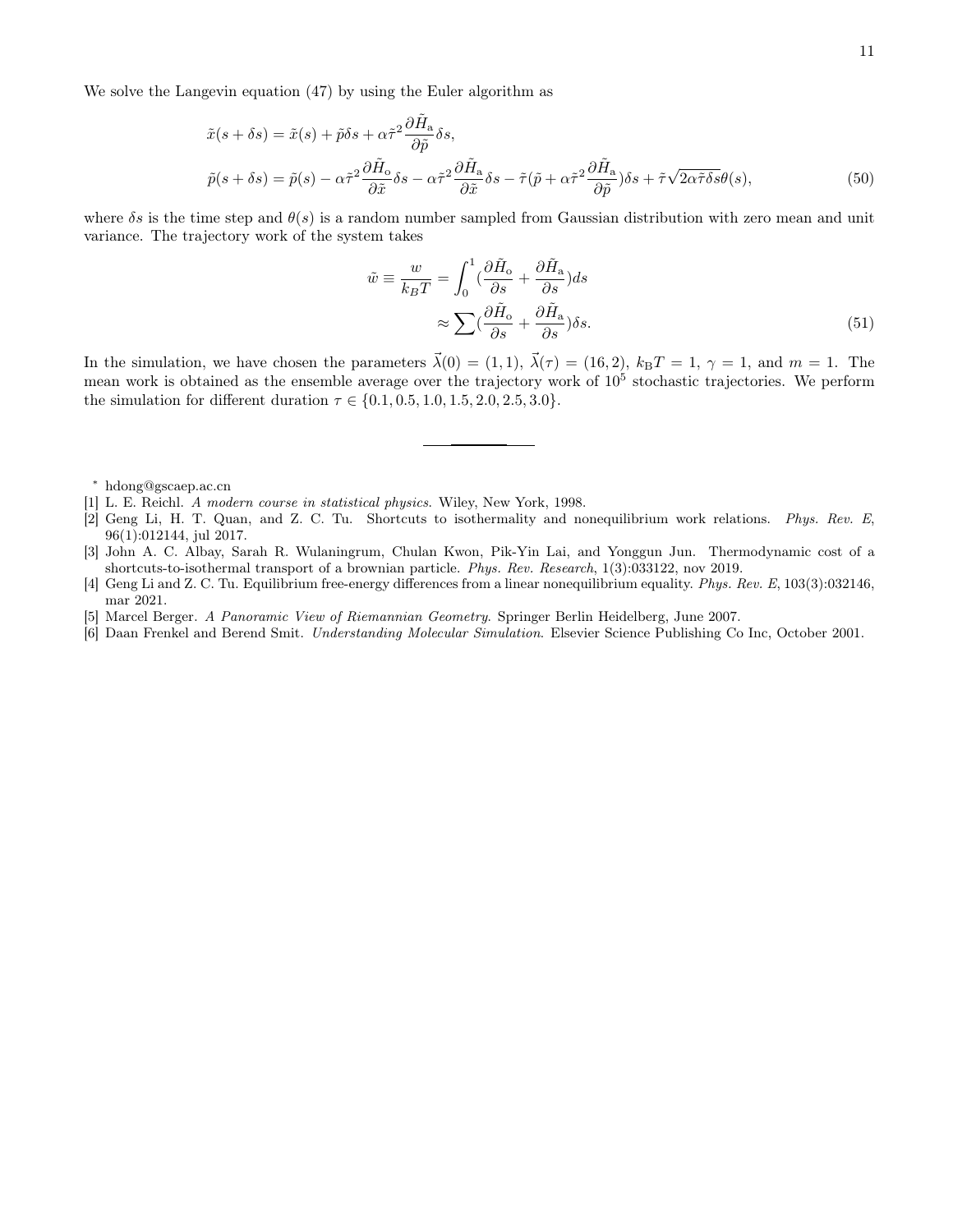We solve the Langevin equation (47) by using the Euler algorithm as

$$
\begin{aligned}
\tilde{x}(s+\delta s) &= \tilde{x}(s) + \tilde{p}\delta s + \alpha\tilde{\tau}^2 \frac{\partial \tilde{H}_{\mathrm{a}}}{\partial \tilde{p}}\delta s, \\
\tilde{p}(s+\delta s) &= \tilde{p}(s) - \alpha\tilde{\tau}^2 \frac{\partial \tilde{H}_{\mathrm{o}}}{\partial \tilde{x}}\delta s - \alpha\tilde{\tau}^2 \frac{\partial \tilde{H}_{\mathrm{a}}}{\partial \tilde{x}}\delta s - \tilde{\tau}(\tilde{p} + \alpha\tilde{\tau}^2 \frac{\partial \tilde{H}_{\mathrm{a}}}{\partial \tilde{p}})\delta s + \tilde{\tau}\sqrt{2\alpha\tilde{\tau}\delta s}\theta(s),
\end{aligned}
\tag{50}
$$

where $\delta s$ is the time step and $\theta(s)$ is a random number sampled from Gaussian distribution with zero mean and unit variance. The trajectory work of the system takes

$$
\begin{aligned}
\tilde{w} \equiv \frac{w}{k_B T} &= \int_0^1 (\frac{\partial \tilde{H}_{\mathrm{o}}}{\partial s} + \frac{\partial \tilde{H}_{\mathrm{a}}}{\partial s})ds \\
&\approx \sum (\frac{\partial \tilde{H}_{\mathrm{o}}}{\partial s} + \frac{\partial \tilde{H}_{\mathrm{a}}}{\partial s})\delta s.
\end{aligned}
\tag{51}
$$

In the simulation, we have chosen the parameters $\vec{\lambda}(0) = (1, 1)$, $\vec{\lambda}(\tau) = (16, 2)$, $k_{\mathrm{B}}T = 1$, $\gamma = 1$, and $m = 1$. The mean work is obtained as the ensemble average over the trajectory work of $10^5$ stochastic trajectories. We perform the simulation for different duration $\tau \in \{0.1, 0.5, 1.0, 1.5, 2.0, 2.5, 3.0\}$.

---

\* hdong@gscaep.ac.cn

[1] L. E. Reichl. *A modern course in statistical physics*. Wiley, New York, 1998.

[2] Geng Li, H. T. Quan, and Z. C. Tu. Shortcuts to isothermality and nonequilibrium work relations. *Phys. Rev. E*, 96(1):012144, jul 2017.

[3] John A. C. Albay, Sarah R. Wulaningrum, Chulan Kwon, Pik-Yin Lai, and Yonggun Jun. Thermodynamic cost of a shortcuts-to-isothermal transport of a brownian particle. *Phys. Rev. Research*, 1(3):033122, nov 2019.

[4] Geng Li and Z. C. Tu. Equilibrium free-energy differences from a linear nonequilibrium equality. *Phys. Rev. E*, 103(3):032146, mar 2021.

[5] Marcel Berger. *A Panoramic View of Riemannian Geometry*. Springer Berlin Heidelberg, June 2007.

[6] Daan Frenkel and Berend Smit. *Understanding Molecular Simulation*. Elsevier Science Publishing Co Inc, October 2001.